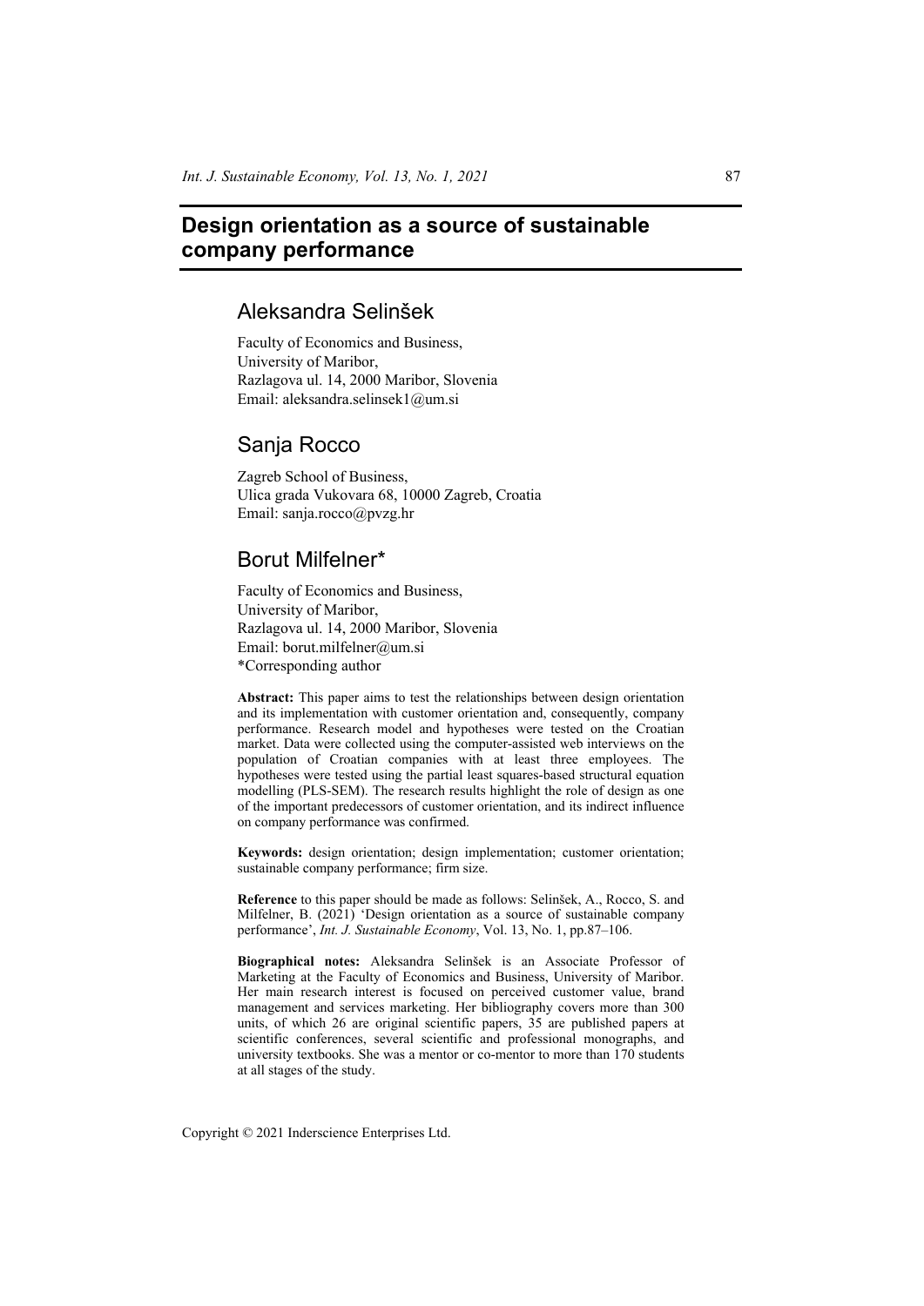# Design orientation as a source of sustainable company performance

## Aleksandra Selinšek

Faculty of Economics and Business,
University of Maribor,
Razlagova ul. 14, 2000 Maribor, Slovenia
Email: aleksandra.selinsek1@um.si

## Sanja Rocco

Zagreb School of Business,
Ulica grada Vukovara 68, 10000 Zagreb, Croatia
Email: sanja.rocco@pvzg.hr

## Borut Milfelner*

Faculty of Economics and Business,
University of Maribor,
Razlagova ul. 14, 2000 Maribor, Slovenia
Email: borut.milfelner@um.si
*Corresponding author

**Abstract:** This paper aims to test the relationships between design orientation and its implementation with customer orientation and, consequently, company performance. Research model and hypotheses were tested on the Croatian market. Data were collected using the computer-assisted web interviews on the population of Croatian companies with at least three employees. The hypotheses were tested using the partial least squares-based structural equation modelling (PLS-SEM). The research results highlight the role of design as one of the important predecessors of customer orientation, and its indirect influence on company performance was confirmed.

**Keywords:** design orientation; design implementation; customer orientation; sustainable company performance; firm size.

**Reference** to this paper should be made as follows: Selinšek, A., Rocco, S. and Milfelner, B. (2021) 'Design orientation as a source of sustainable company performance', *Int. J. Sustainable Economy*, Vol. 13, No. 1, pp.87–106.

**Biographical notes:** Aleksandra Selinšek is an Associate Professor of Marketing at the Faculty of Economics and Business, University of Maribor. Her main research interest is focused on perceived customer value, brand management and services marketing. Her bibliography covers more than 300 units, of which 26 are original scientific papers, 35 are published papers at scientific conferences, several scientific and professional monographs, and university textbooks. She was a mentor or co-mentor to more than 170 students at all stages of the study.

Copyright © 2021 Inderscience Enterprises Ltd.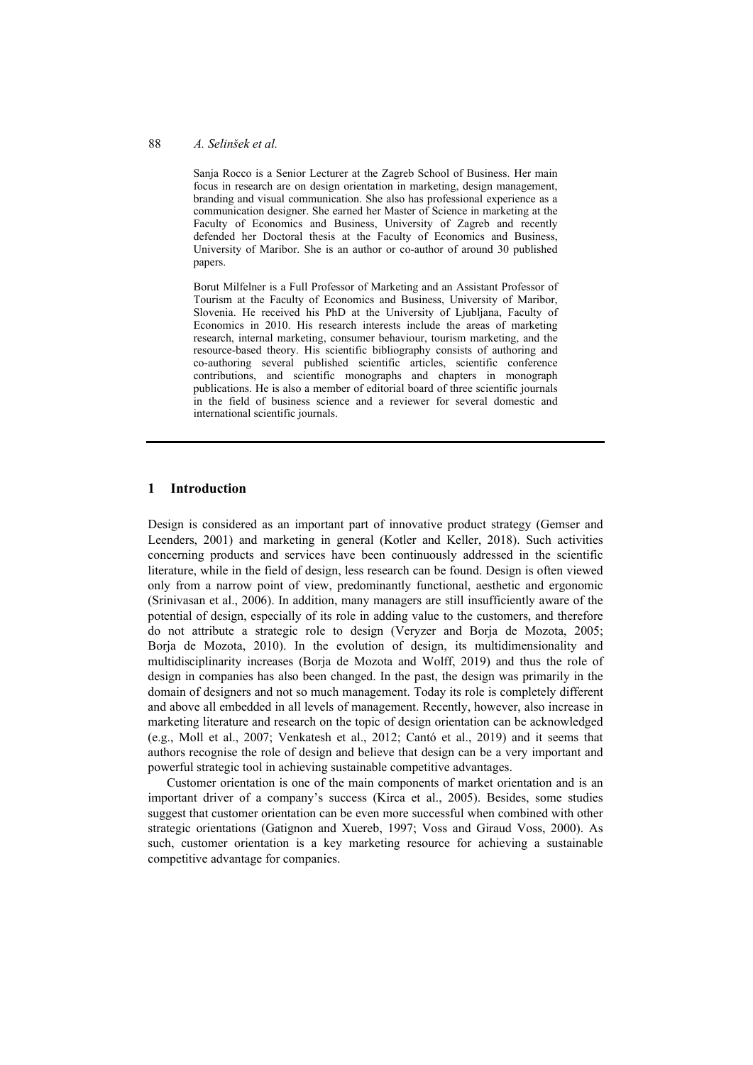Sanja Rocco is a Senior Lecturer at the Zagreb School of Business. Her main focus in research are on design orientation in marketing, design management, branding and visual communication. She also has professional experience as a communication designer. She earned her Master of Science in marketing at the Faculty of Economics and Business, University of Zagreb and recently defended her Doctoral thesis at the Faculty of Economics and Business, University of Maribor. She is an author or co-author of around 30 published papers.

Borut Milfelner is a Full Professor of Marketing and an Assistant Professor of Tourism at the Faculty of Economics and Business, University of Maribor, Slovenia. He received his PhD at the University of Ljubljana, Faculty of Economics in 2010. His research interests include the areas of marketing research, internal marketing, consumer behaviour, tourism marketing, and the resource-based theory. His scientific bibliography consists of authoring and co-authoring several published scientific articles, scientific conference contributions, and scientific monographs and chapters in monograph publications. He is also a member of editorial board of three scientific journals in the field of business science and a reviewer for several domestic and international scientific journals.

## 1 Introduction

Design is considered as an important part of innovative product strategy (Gemser and Leenders, 2001) and marketing in general (Kotler and Keller, 2018). Such activities concerning products and services have been continuously addressed in the scientific literature, while in the field of design, less research can be found. Design is often viewed only from a narrow point of view, predominantly functional, aesthetic and ergonomic (Srinivasan et al., 2006). In addition, many managers are still insufficiently aware of the potential of design, especially of its role in adding value to the customers, and therefore do not attribute a strategic role to design (Veryzer and Borja de Mozota, 2005; Borja de Mozota, 2010). In the evolution of design, its multidimensionality and multidisciplinarity increases (Borja de Mozota and Wolff, 2019) and thus the role of design in companies has also been changed. In the past, the design was primarily in the domain of designers and not so much management. Today its role is completely different and above all embedded in all levels of management. Recently, however, also increase in marketing literature and research on the topic of design orientation can be acknowledged (e.g., Moll et al., 2007; Venkatesh et al., 2012; Cantó et al., 2019) and it seems that authors recognise the role of design and believe that design can be a very important and powerful strategic tool in achieving sustainable competitive advantages.

Customer orientation is one of the main components of market orientation and is an important driver of a company's success (Kirca et al., 2005). Besides, some studies suggest that customer orientation can be even more successful when combined with other strategic orientations (Gatignon and Xuereb, 1997; Voss and Giraud Voss, 2000). As such, customer orientation is a key marketing resource for achieving a sustainable competitive advantage for companies.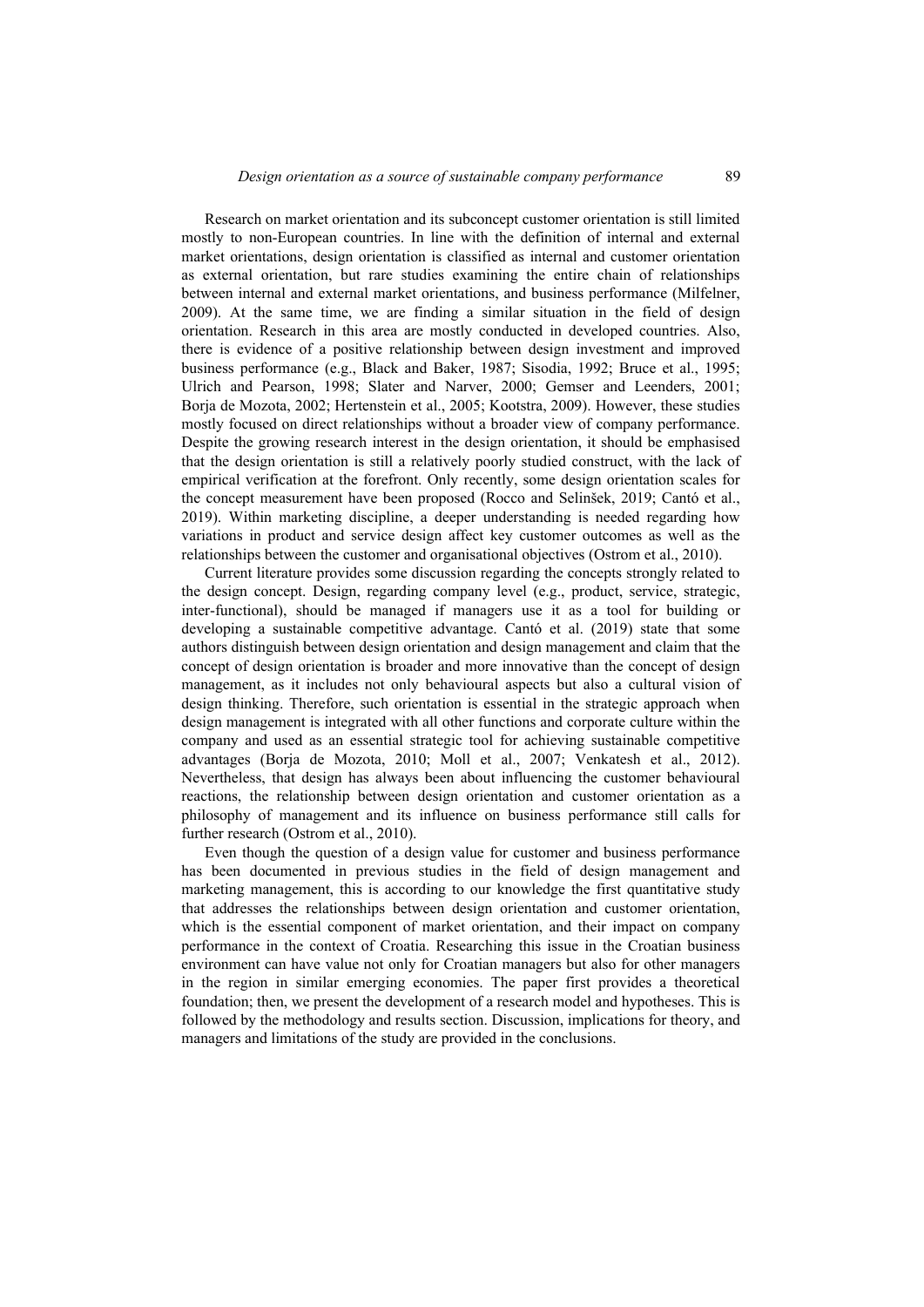Research on market orientation and its subconcept customer orientation is still limited mostly to non-European countries. In line with the definition of internal and external market orientations, design orientation is classified as internal and customer orientation as external orientation, but rare studies examining the entire chain of relationships between internal and external market orientations, and business performance (Milfelner, 2009). At the same time, we are finding a similar situation in the field of design orientation. Research in this area are mostly conducted in developed countries. Also, there is evidence of a positive relationship between design investment and improved business performance (e.g., Black and Baker, 1987; Sisodia, 1992; Bruce et al., 1995; Ulrich and Pearson, 1998; Slater and Narver, 2000; Gemser and Leenders, 2001; Borja de Mozota, 2002; Hertenstein et al., 2005; Kootstra, 2009). However, these studies mostly focused on direct relationships without a broader view of company performance. Despite the growing research interest in the design orientation, it should be emphasised that the design orientation is still a relatively poorly studied construct, with the lack of empirical verification at the forefront. Only recently, some design orientation scales for the concept measurement have been proposed (Rocco and Selinšek, 2019; Cantó et al., 2019). Within marketing discipline, a deeper understanding is needed regarding how variations in product and service design affect key customer outcomes as well as the relationships between the customer and organisational objectives (Ostrom et al., 2010).

Current literature provides some discussion regarding the concepts strongly related to the design concept. Design, regarding company level (e.g., product, service, strategic, inter-functional), should be managed if managers use it as a tool for building or developing a sustainable competitive advantage. Cantó et al. (2019) state that some authors distinguish between design orientation and design management and claim that the concept of design orientation is broader and more innovative than the concept of design management, as it includes not only behavioural aspects but also a cultural vision of design thinking. Therefore, such orientation is essential in the strategic approach when design management is integrated with all other functions and corporate culture within the company and used as an essential strategic tool for achieving sustainable competitive advantages (Borja de Mozota, 2010; Moll et al., 2007; Venkatesh et al., 2012). Nevertheless, that design has always been about influencing the customer behavioural reactions, the relationship between design orientation and customer orientation as a philosophy of management and its influence on business performance still calls for further research (Ostrom et al., 2010).

Even though the question of a design value for customer and business performance has been documented in previous studies in the field of design management and marketing management, this is according to our knowledge the first quantitative study that addresses the relationships between design orientation and customer orientation, which is the essential component of market orientation, and their impact on company performance in the context of Croatia. Researching this issue in the Croatian business environment can have value not only for Croatian managers but also for other managers in the region in similar emerging economies. The paper first provides a theoretical foundation; then, we present the development of a research model and hypotheses. This is followed by the methodology and results section. Discussion, implications for theory, and managers and limitations of the study are provided in the conclusions.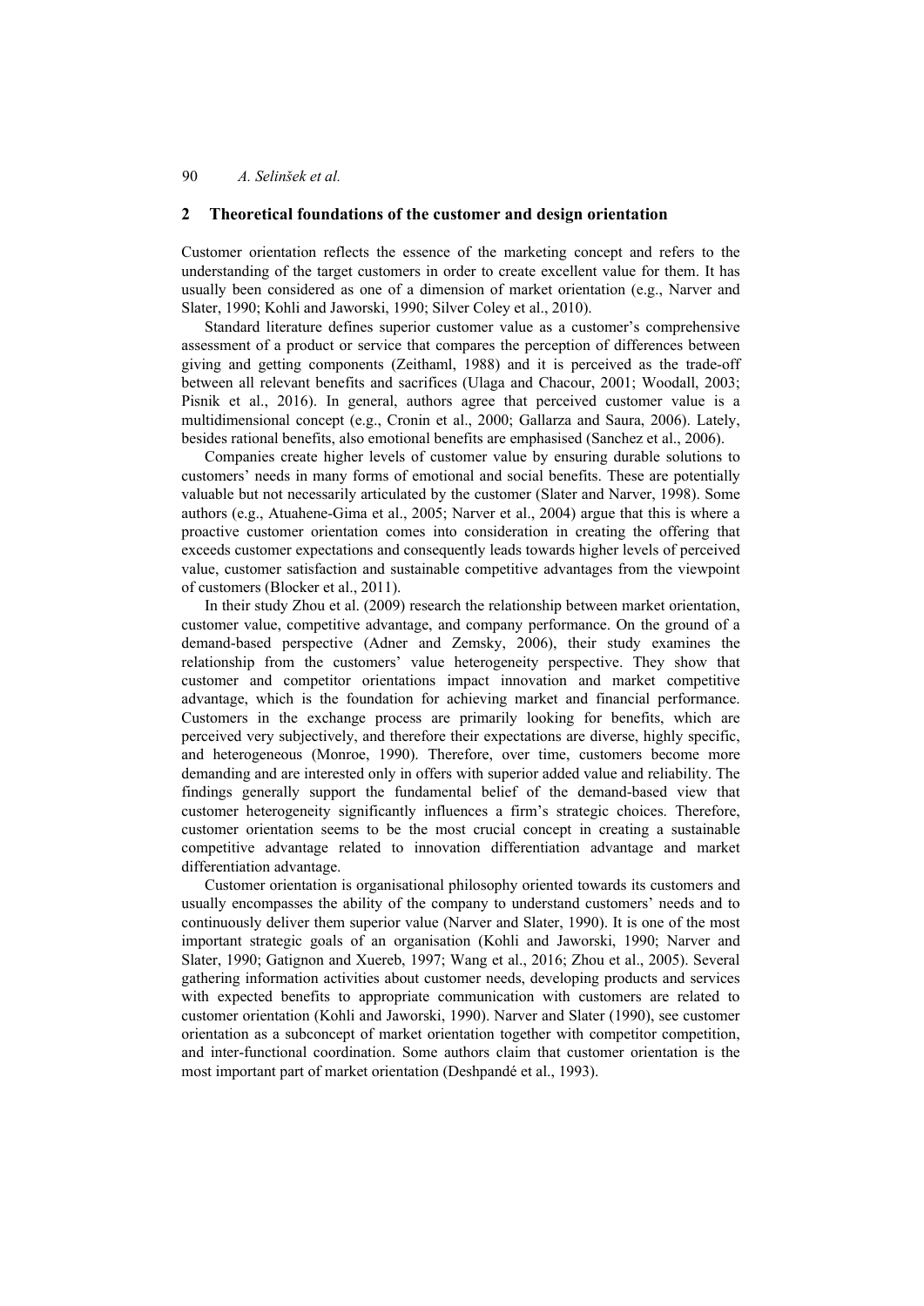## 2 Theoretical foundations of the customer and design orientation

Customer orientation reflects the essence of the marketing concept and refers to the understanding of the target customers in order to create excellent value for them. It has usually been considered as one of a dimension of market orientation (e.g., Narver and Slater, 1990; Kohli and Jaworski, 1990; Silver Coley et al., 2010).

Standard literature defines superior customer value as a customer's comprehensive assessment of a product or service that compares the perception of differences between giving and getting components (Zeithaml, 1988) and it is perceived as the trade-off between all relevant benefits and sacrifices (Ulaga and Chacour, 2001; Woodall, 2003; Pisnik et al., 2016). In general, authors agree that perceived customer value is a multidimensional concept (e.g., Cronin et al., 2000; Gallarza and Saura, 2006). Lately, besides rational benefits, also emotional benefits are emphasised (Sanchez et al., 2006).

Companies create higher levels of customer value by ensuring durable solutions to customers' needs in many forms of emotional and social benefits. These are potentially valuable but not necessarily articulated by the customer (Slater and Narver, 1998). Some authors (e.g., Atuahene-Gima et al., 2005; Narver et al., 2004) argue that this is where a proactive customer orientation comes into consideration in creating the offering that exceeds customer expectations and consequently leads towards higher levels of perceived value, customer satisfaction and sustainable competitive advantages from the viewpoint of customers (Blocker et al., 2011).

In their study Zhou et al. (2009) research the relationship between market orientation, customer value, competitive advantage, and company performance. On the ground of a demand-based perspective (Adner and Zemsky, 2006), their study examines the relationship from the customers' value heterogeneity perspective. They show that customer and competitor orientations impact innovation and market competitive advantage, which is the foundation for achieving market and financial performance. Customers in the exchange process are primarily looking for benefits, which are perceived very subjectively, and therefore their expectations are diverse, highly specific, and heterogeneous (Monroe, 1990). Therefore, over time, customers become more demanding and are interested only in offers with superior added value and reliability. The findings generally support the fundamental belief of the demand-based view that customer heterogeneity significantly influences a firm's strategic choices. Therefore, customer orientation seems to be the most crucial concept in creating a sustainable competitive advantage related to innovation differentiation advantage and market differentiation advantage.

Customer orientation is organisational philosophy oriented towards its customers and usually encompasses the ability of the company to understand customers' needs and to continuously deliver them superior value (Narver and Slater, 1990). It is one of the most important strategic goals of an organisation (Kohli and Jaworski, 1990; Narver and Slater, 1990; Gatignon and Xuereb, 1997; Wang et al., 2016; Zhou et al., 2005). Several gathering information activities about customer needs, developing products and services with expected benefits to appropriate communication with customers are related to customer orientation (Kohli and Jaworski, 1990). Narver and Slater (1990), see customer orientation as a subconcept of market orientation together with competitor competition, and inter-functional coordination. Some authors claim that customer orientation is the most important part of market orientation (Deshpandé et al., 1993).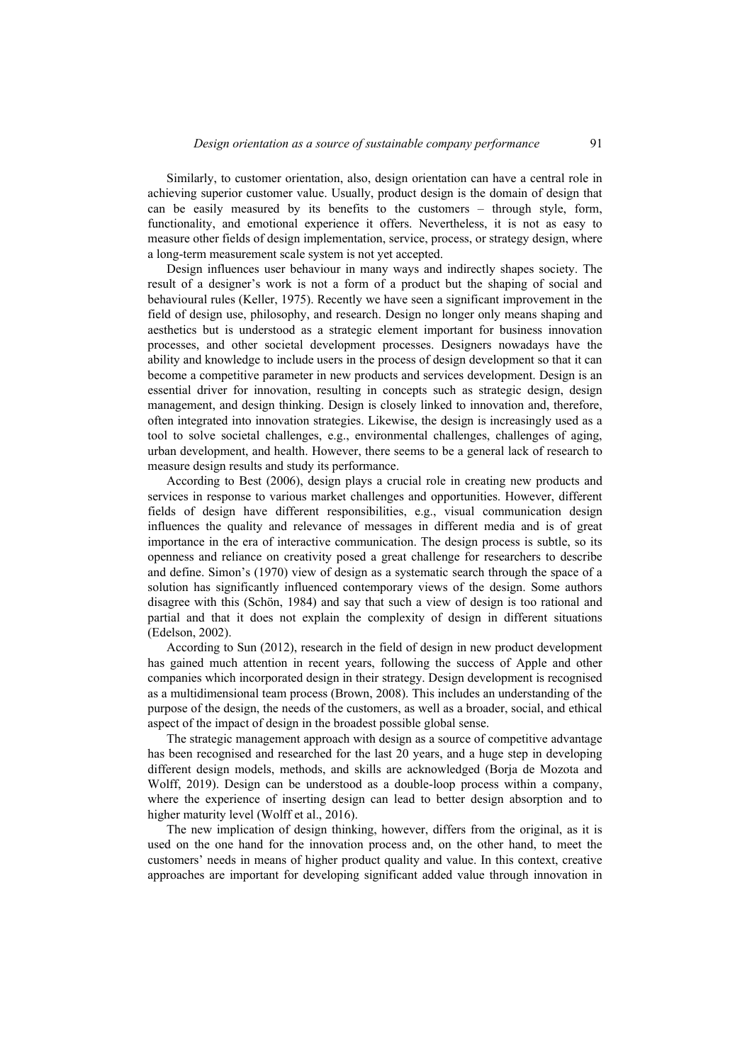Similarly, to customer orientation, also, design orientation can have a central role in achieving superior customer value. Usually, product design is the domain of design that can be easily measured by its benefits to the customers – through style, form, functionality, and emotional experience it offers. Nevertheless, it is not as easy to measure other fields of design implementation, service, process, or strategy design, where a long-term measurement scale system is not yet accepted.

Design influences user behaviour in many ways and indirectly shapes society. The result of a designer's work is not a form of a product but the shaping of social and behavioural rules (Keller, 1975). Recently we have seen a significant improvement in the field of design use, philosophy, and research. Design no longer only means shaping and aesthetics but is understood as a strategic element important for business innovation processes, and other societal development processes. Designers nowadays have the ability and knowledge to include users in the process of design development so that it can become a competitive parameter in new products and services development. Design is an essential driver for innovation, resulting in concepts such as strategic design, design management, and design thinking. Design is closely linked to innovation and, therefore, often integrated into innovation strategies. Likewise, the design is increasingly used as a tool to solve societal challenges, e.g., environmental challenges, challenges of aging, urban development, and health. However, there seems to be a general lack of research to measure design results and study its performance.

According to Best (2006), design plays a crucial role in creating new products and services in response to various market challenges and opportunities. However, different fields of design have different responsibilities, e.g., visual communication design influences the quality and relevance of messages in different media and is of great importance in the era of interactive communication. The design process is subtle, so its openness and reliance on creativity posed a great challenge for researchers to describe and define. Simon's (1970) view of design as a systematic search through the space of a solution has significantly influenced contemporary views of the design. Some authors disagree with this (Schön, 1984) and say that such a view of design is too rational and partial and that it does not explain the complexity of design in different situations (Edelson, 2002).

According to Sun (2012), research in the field of design in new product development has gained much attention in recent years, following the success of Apple and other companies which incorporated design in their strategy. Design development is recognised as a multidimensional team process (Brown, 2008). This includes an understanding of the purpose of the design, the needs of the customers, as well as a broader, social, and ethical aspect of the impact of design in the broadest possible global sense.

The strategic management approach with design as a source of competitive advantage has been recognised and researched for the last 20 years, and a huge step in developing different design models, methods, and skills are acknowledged (Borja de Mozota and Wolff, 2019). Design can be understood as a double-loop process within a company, where the experience of inserting design can lead to better design absorption and to higher maturity level (Wolff et al., 2016).

The new implication of design thinking, however, differs from the original, as it is used on the one hand for the innovation process and, on the other hand, to meet the customers' needs in means of higher product quality and value. In this context, creative approaches are important for developing significant added value through innovation in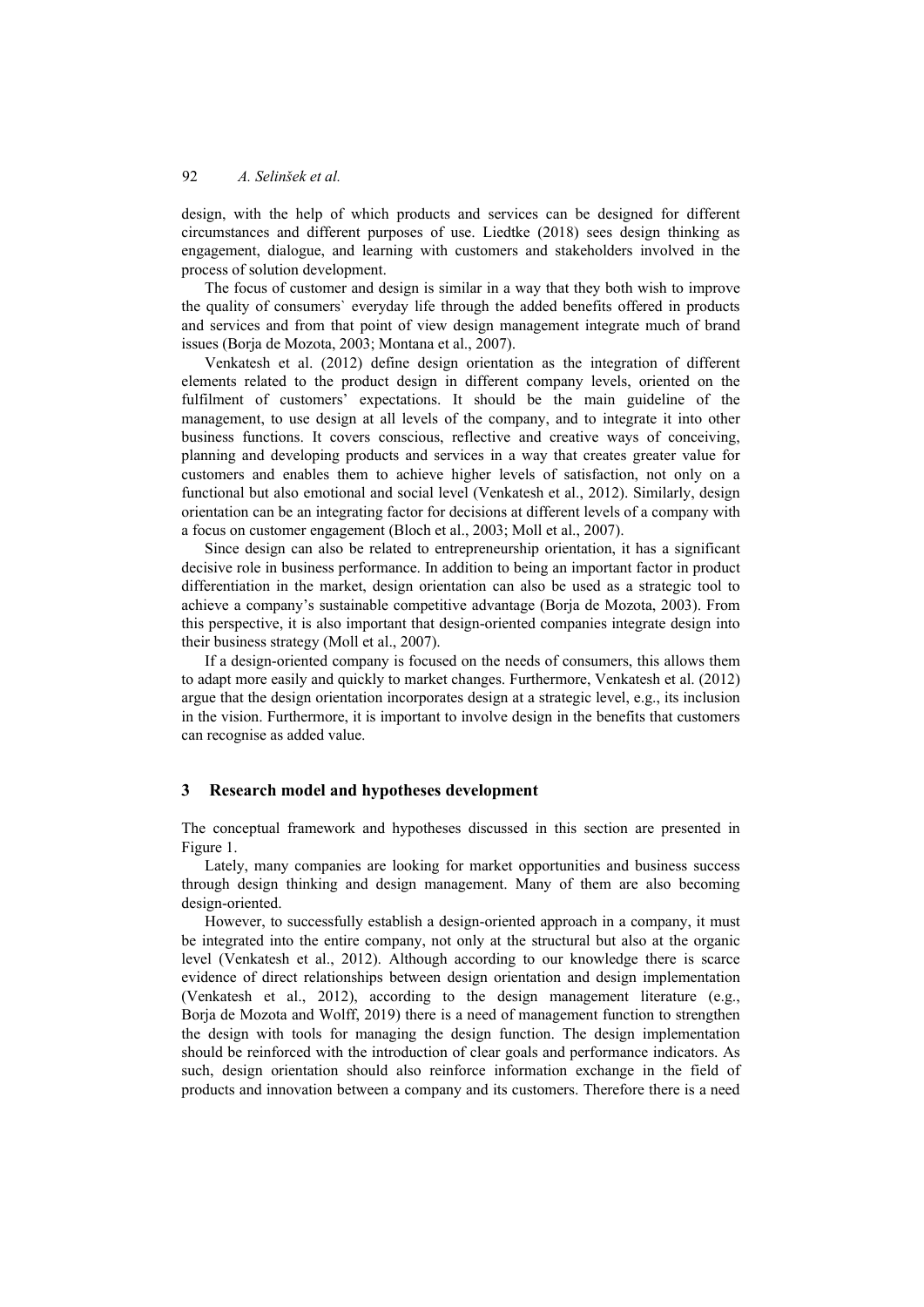design, with the help of which products and services can be designed for different circumstances and different purposes of use. Liedtke (2018) sees design thinking as engagement, dialogue, and learning with customers and stakeholders involved in the process of solution development.

The focus of customer and design is similar in a way that they both wish to improve the quality of consumers` everyday life through the added benefits offered in products and services and from that point of view design management integrate much of brand issues (Borja de Mozota, 2003; Montana et al., 2007).

Venkatesh et al. (2012) define design orientation as the integration of different elements related to the product design in different company levels, oriented on the fulfilment of customers' expectations. It should be the main guideline of the management, to use design at all levels of the company, and to integrate it into other business functions. It covers conscious, reflective and creative ways of conceiving, planning and developing products and services in a way that creates greater value for customers and enables them to achieve higher levels of satisfaction, not only on a functional but also emotional and social level (Venkatesh et al., 2012). Similarly, design orientation can be an integrating factor for decisions at different levels of a company with a focus on customer engagement (Bloch et al., 2003; Moll et al., 2007).

Since design can also be related to entrepreneurship orientation, it has a significant decisive role in business performance. In addition to being an important factor in product differentiation in the market, design orientation can also be used as a strategic tool to achieve a company's sustainable competitive advantage (Borja de Mozota, 2003). From this perspective, it is also important that design-oriented companies integrate design into their business strategy (Moll et al., 2007).

If a design-oriented company is focused on the needs of consumers, this allows them to adapt more easily and quickly to market changes. Furthermore, Venkatesh et al. (2012) argue that the design orientation incorporates design at a strategic level, e.g., its inclusion in the vision. Furthermore, it is important to involve design in the benefits that customers can recognise as added value.

## 3 Research model and hypotheses development

The conceptual framework and hypotheses discussed in this section are presented in Figure 1.

Lately, many companies are looking for market opportunities and business success through design thinking and design management. Many of them are also becoming design-oriented.

However, to successfully establish a design-oriented approach in a company, it must be integrated into the entire company, not only at the structural but also at the organic level (Venkatesh et al., 2012). Although according to our knowledge there is scarce evidence of direct relationships between design orientation and design implementation (Venkatesh et al., 2012), according to the design management literature (e.g., Borja de Mozota and Wolff, 2019) there is a need of management function to strengthen the design with tools for managing the design function. The design implementation should be reinforced with the introduction of clear goals and performance indicators. As such, design orientation should also reinforce information exchange in the field of products and innovation between a company and its customers. Therefore there is a need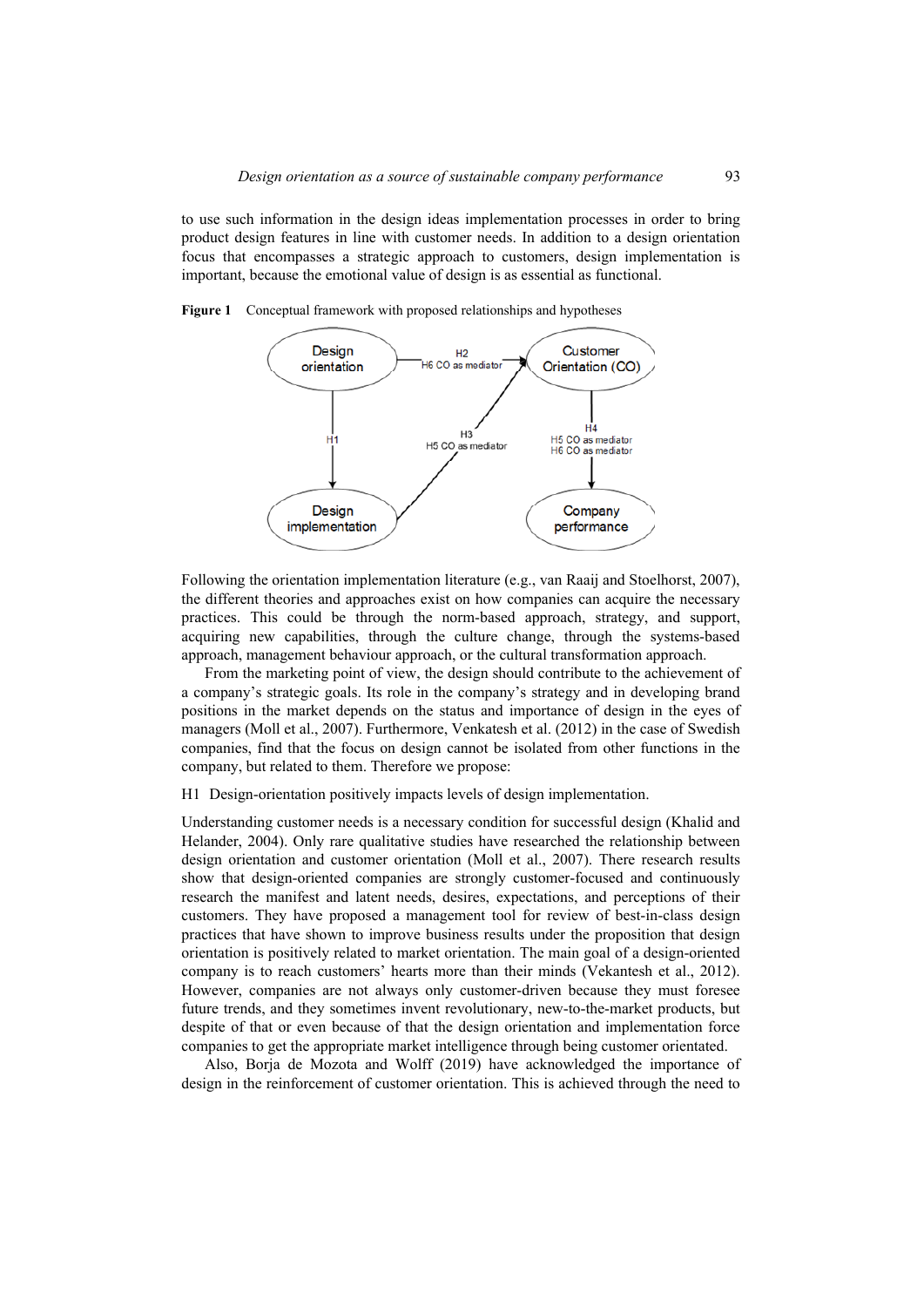to use such information in the design ideas implementation processes in order to bring product design features in line with customer needs. In addition to a design orientation focus that encompasses a strategic approach to customers, design implementation is important, because the emotional value of design is as essential as functional.

**Figure 1** Conceptual framework with proposed relationships and hypotheses

Following the orientation implementation literature (e.g., van Raaij and Stoelhorst, 2007), the different theories and approaches exist on how companies can acquire the necessary practices. This could be through the norm-based approach, strategy, and support, acquiring new capabilities, through the culture change, through the systems-based approach, management behaviour approach, or the cultural transformation approach.

From the marketing point of view, the design should contribute to the achievement of a company's strategic goals. Its role in the company's strategy and in developing brand positions in the market depends on the status and importance of design in the eyes of managers (Moll et al., 2007). Furthermore, Venkatesh et al. (2012) in the case of Swedish companies, find that the focus on design cannot be isolated from other functions in the company, but related to them. Therefore we propose:

H1 Design-orientation positively impacts levels of design implementation.

Understanding customer needs is a necessary condition for successful design (Khalid and Helander, 2004). Only rare qualitative studies have researched the relationship between design orientation and customer orientation (Moll et al., 2007). There research results show that design-oriented companies are strongly customer-focused and continuously research the manifest and latent needs, desires, expectations, and perceptions of their customers. They have proposed a management tool for review of best-in-class design practices that have shown to improve business results under the proposition that design orientation is positively related to market orientation. The main goal of a design-oriented company is to reach customers' hearts more than their minds (Vekantesh et al., 2012). However, companies are not always only customer-driven because they must foresee future trends, and they sometimes invent revolutionary, new-to-the-market products, but despite of that or even because of that the design orientation and implementation force companies to get the appropriate market intelligence through being customer orientated.

Also, Borja de Mozota and Wolff (2019) have acknowledged the importance of design in the reinforcement of customer orientation. This is achieved through the need to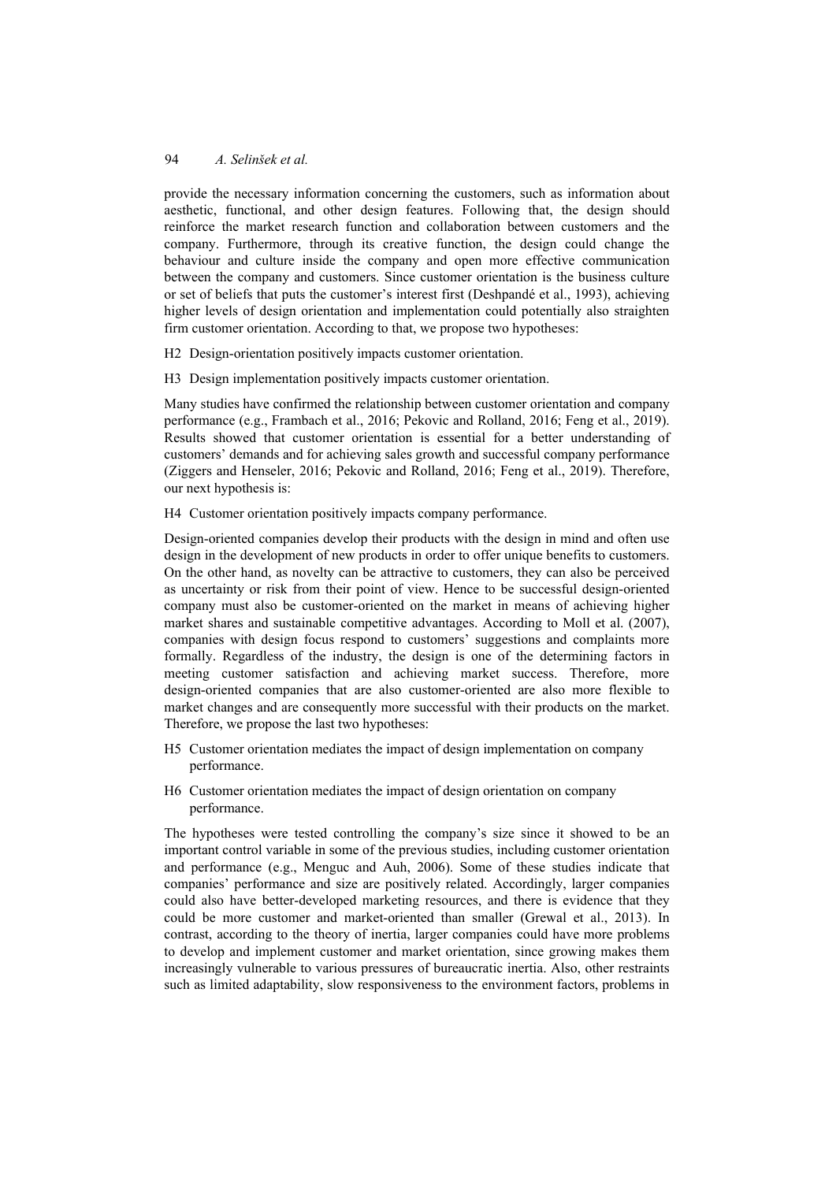provide the necessary information concerning the customers, such as information about aesthetic, functional, and other design features. Following that, the design should reinforce the market research function and collaboration between customers and the company. Furthermore, through its creative function, the design could change the behaviour and culture inside the company and open more effective communication between the company and customers. Since customer orientation is the business culture or set of beliefs that puts the customer's interest first (Deshpandé et al., 1993), achieving higher levels of design orientation and implementation could potentially also straighten firm customer orientation. According to that, we propose two hypotheses:

H2 Design-orientation positively impacts customer orientation.

H3 Design implementation positively impacts customer orientation.

Many studies have confirmed the relationship between customer orientation and company performance (e.g., Frambach et al., 2016; Pekovic and Rolland, 2016; Feng et al., 2019). Results showed that customer orientation is essential for a better understanding of customers' demands and for achieving sales growth and successful company performance (Ziggers and Henseler, 2016; Pekovic and Rolland, 2016; Feng et al., 2019). Therefore, our next hypothesis is:

H4 Customer orientation positively impacts company performance.

Design-oriented companies develop their products with the design in mind and often use design in the development of new products in order to offer unique benefits to customers. On the other hand, as novelty can be attractive to customers, they can also be perceived as uncertainty or risk from their point of view. Hence to be successful design-oriented company must also be customer-oriented on the market in means of achieving higher market shares and sustainable competitive advantages. According to Moll et al. (2007), companies with design focus respond to customers' suggestions and complaints more formally. Regardless of the industry, the design is one of the determining factors in meeting customer satisfaction and achieving market success. Therefore, more design-oriented companies that are also customer-oriented are also more flexible to market changes and are consequently more successful with their products on the market. Therefore, we propose the last two hypotheses:

H5 Customer orientation mediates the impact of design implementation on company performance.

H6 Customer orientation mediates the impact of design orientation on company performance.

The hypotheses were tested controlling the company's size since it showed to be an important control variable in some of the previous studies, including customer orientation and performance (e.g., Menguc and Auh, 2006). Some of these studies indicate that companies' performance and size are positively related. Accordingly, larger companies could also have better-developed marketing resources, and there is evidence that they could be more customer and market-oriented than smaller (Grewal et al., 2013). In contrast, according to the theory of inertia, larger companies could have more problems to develop and implement customer and market orientation, since growing makes them increasingly vulnerable to various pressures of bureaucratic inertia. Also, other restraints such as limited adaptability, slow responsiveness to the environment factors, problems in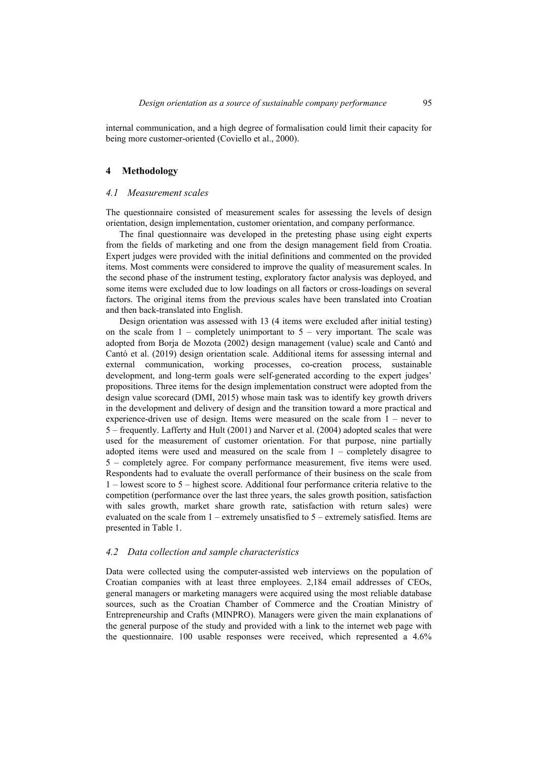internal communication, and a high degree of formalisation could limit their capacity for being more customer-oriented (Coviello et al., 2000).

## 4 Methodology

### *4.1 Measurement scales*

The questionnaire consisted of measurement scales for assessing the levels of design orientation, design implementation, customer orientation, and company performance.

The final questionnaire was developed in the pretesting phase using eight experts from the fields of marketing and one from the design management field from Croatia. Expert judges were provided with the initial definitions and commented on the provided items. Most comments were considered to improve the quality of measurement scales. In the second phase of the instrument testing, exploratory factor analysis was deployed, and some items were excluded due to low loadings on all factors or cross-loadings on several factors. The original items from the previous scales have been translated into Croatian and then back-translated into English.

Design orientation was assessed with 13 (4 items were excluded after initial testing) on the scale from 1 – completely unimportant to 5 – very important. The scale was adopted from Borja de Mozota (2002) design management (value) scale and Cantó and Cantó et al. (2019) design orientation scale. Additional items for assessing internal and external communication, working processes, co-creation process, sustainable development, and long-term goals were self-generated according to the expert judges' propositions. Three items for the design implementation construct were adopted from the design value scorecard (DMI, 2015) whose main task was to identify key growth drivers in the development and delivery of design and the transition toward a more practical and experience-driven use of design. Items were measured on the scale from 1 – never to 5 – frequently. Lafferty and Hult (2001) and Narver et al. (2004) adopted scales that were used for the measurement of customer orientation. For that purpose, nine partially adopted items were used and measured on the scale from 1 – completely disagree to 5 – completely agree. For company performance measurement, five items were used. Respondents had to evaluate the overall performance of their business on the scale from 1 – lowest score to 5 – highest score. Additional four performance criteria relative to the competition (performance over the last three years, the sales growth position, satisfaction with sales growth, market share growth rate, satisfaction with return sales) were evaluated on the scale from 1 – extremely unsatisfied to 5 – extremely satisfied. Items are presented in Table 1.

### *4.2 Data collection and sample characteristics*

Data were collected using the computer-assisted web interviews on the population of Croatian companies with at least three employees. 2,184 email addresses of CEOs, general managers or marketing managers were acquired using the most reliable database sources, such as the Croatian Chamber of Commerce and the Croatian Ministry of Entrepreneurship and Crafts (MINPRO). Managers were given the main explanations of the general purpose of the study and provided with a link to the internet web page with the questionnaire. 100 usable responses were received, which represented a 4.6%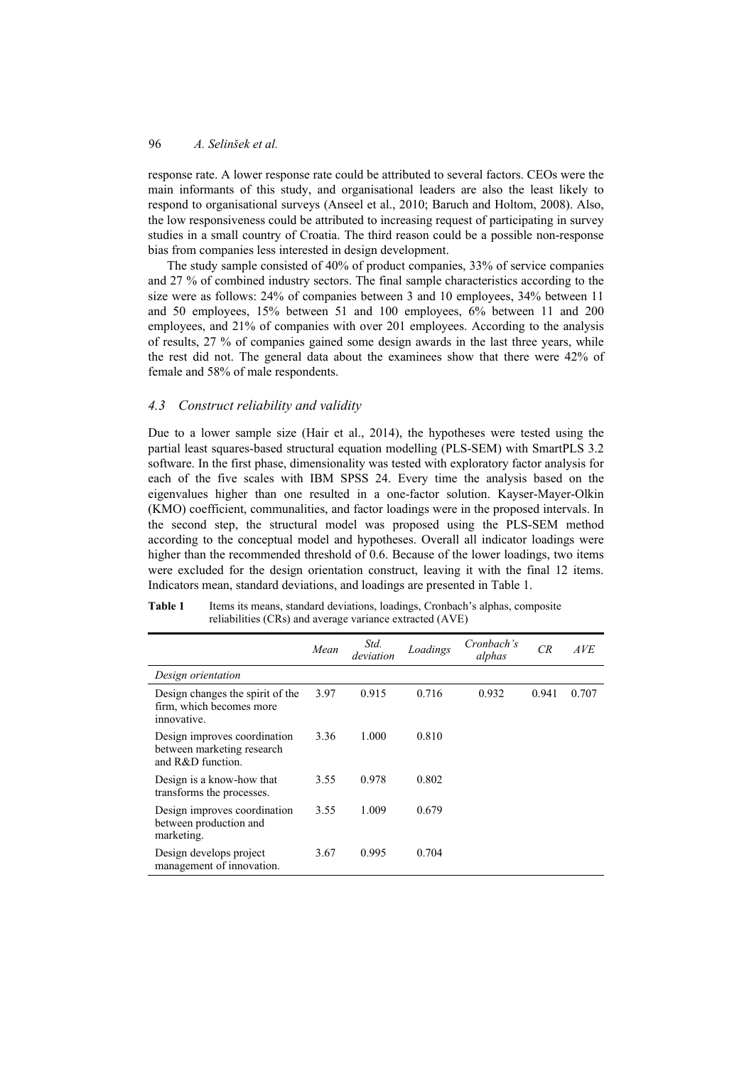response rate. A lower response rate could be attributed to several factors. CEOs were the main informants of this study, and organisational leaders are also the least likely to respond to organisational surveys (Anseel et al., 2010; Baruch and Holtom, 2008). Also, the low responsiveness could be attributed to increasing request of participating in survey studies in a small country of Croatia. The third reason could be a possible non-response bias from companies less interested in design development.

The study sample consisted of 40% of product companies, 33% of service companies and 27 % of combined industry sectors. The final sample characteristics according to the size were as follows: 24% of companies between 3 and 10 employees, 34% between 11 and 50 employees, 15% between 51 and 100 employees, 6% between 11 and 200 employees, and 21% of companies with over 201 employees. According to the analysis of results, 27 % of companies gained some design awards in the last three years, while the rest did not. The general data about the examinees show that there were 42% of female and 58% of male respondents.

### *4.3 Construct reliability and validity*

Due to a lower sample size (Hair et al., 2014), the hypotheses were tested using the partial least squares-based structural equation modelling (PLS-SEM) with SmartPLS 3.2 software. In the first phase, dimensionality was tested with exploratory factor analysis for each of the five scales with IBM SPSS 24. Every time the analysis based on the eigenvalues higher than one resulted in a one-factor solution. Kayser-Mayer-Olkin (KMO) coefficient, communalities, and factor loadings were in the proposed intervals. In the second step, the structural model was proposed using the PLS-SEM method according to the conceptual model and hypotheses. Overall all indicator loadings were higher than the recommended threshold of 0.6. Because of the lower loadings, two items were excluded for the design orientation construct, leaving it with the final 12 items. Indicators mean, standard deviations, and loadings are presented in Table 1.

**Table 1** Items its means, standard deviations, loadings, Cronbach's alphas, composite reliabilities (CRs) and average variance extracted (AVE)

| | *Mean* | *Std. deviation* | *Loadings* | *Cronbach's alphas* | *CR* | *AVE* |
|---|---|---|---|---|---|---|
| *Design orientation* | | | | | | |
| Design changes the spirit of the firm, which becomes more innovative. | 3.97 | 0.915 | 0.716 | 0.932 | 0.941 | 0.707 |
| Design improves coordination between marketing research and R&D function. | 3.36 | 1.000 | 0.810 | | | |
| Design is a know-how that transforms the processes. | 3.55 | 0.978 | 0.802 | | | |
| Design improves coordination between production and marketing. | 3.55 | 1.009 | 0.679 | | | |
| Design develops project management of innovation. | 3.67 | 0.995 | 0.704 | | | |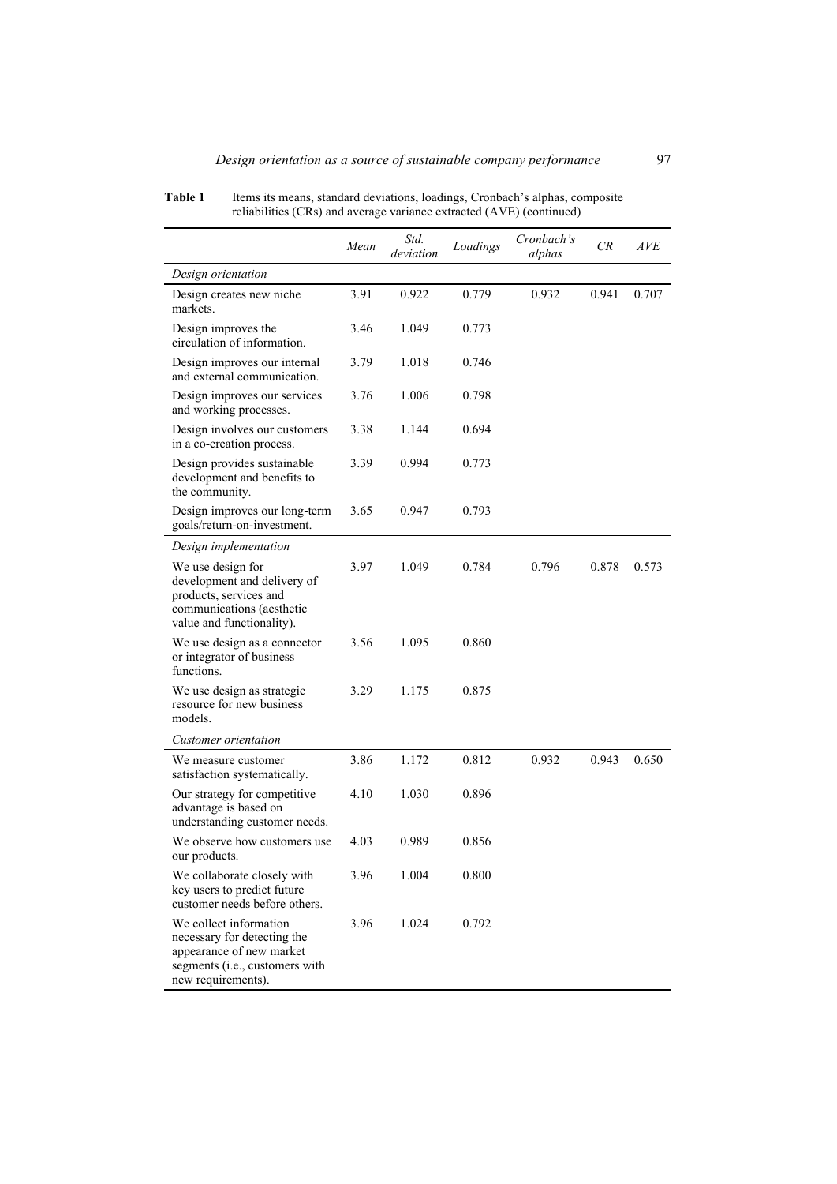**Table 1** Items its means, standard deviations, loadings, Cronbach's alphas, composite reliabilities (CRs) and average variance extracted (AVE) (continued)

| | *Mean* | *Std. deviation* | *Loadings* | *Cronbach's alphas* | *CR* | *AVE* |
|---|---|---|---|---|---|---|
| *Design orientation* | | | | | | |
| Design creates new niche markets. | 3.91 | 0.922 | 0.779 | 0.932 | 0.941 | 0.707 |
| Design improves the circulation of information. | 3.46 | 1.049 | 0.773 | | | |
| Design improves our internal and external communication. | 3.79 | 1.018 | 0.746 | | | |
| Design improves our services and working processes. | 3.76 | 1.006 | 0.798 | | | |
| Design involves our customers in a co-creation process. | 3.38 | 1.144 | 0.694 | | | |
| Design provides sustainable development and benefits to the community. | 3.39 | 0.994 | 0.773 | | | |
| Design improves our long-term goals/return-on-investment. | 3.65 | 0.947 | 0.793 | | | |
| *Design implementation* | | | | | | |
| We use design for development and delivery of products, services and communications (aesthetic value and functionality). | 3.97 | 1.049 | 0.784 | 0.796 | 0.878 | 0.573 |
| We use design as a connector or integrator of business functions. | 3.56 | 1.095 | 0.860 | | | |
| We use design as strategic resource for new business models. | 3.29 | 1.175 | 0.875 | | | |
| *Customer orientation* | | | | | | |
| We measure customer satisfaction systematically. | 3.86 | 1.172 | 0.812 | 0.932 | 0.943 | 0.650 |
| Our strategy for competitive advantage is based on understanding customer needs. | 4.10 | 1.030 | 0.896 | | | |
| We observe how customers use our products. | 4.03 | 0.989 | 0.856 | | | |
| We collaborate closely with key users to predict future customer needs before others. | 3.96 | 1.004 | 0.800 | | | |
| We collect information necessary for detecting the appearance of new market segments (i.e., customers with new requirements). | 3.96 | 1.024 | 0.792 | | | |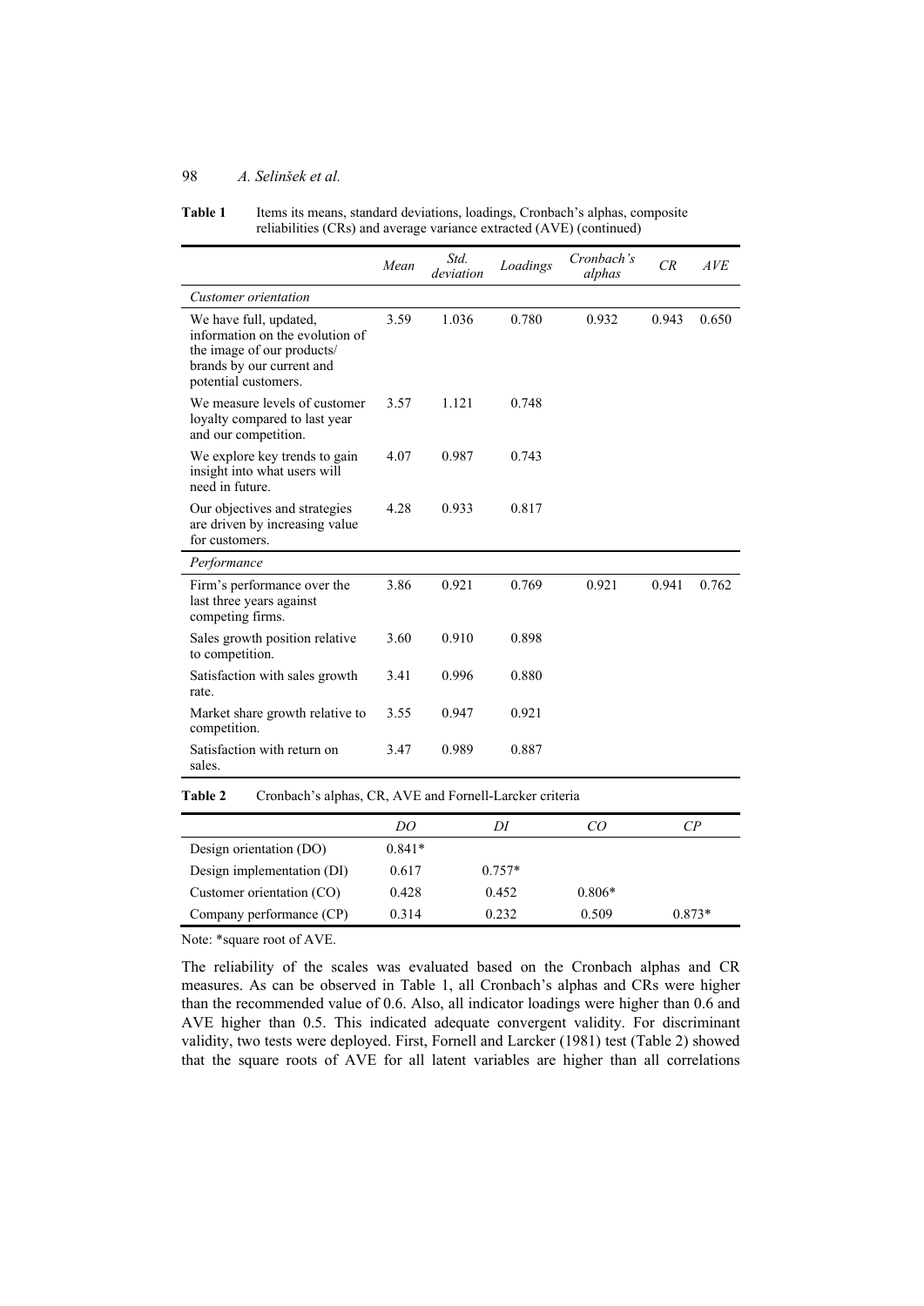**Table 1** Items its means, standard deviations, loadings, Cronbach's alphas, composite reliabilities (CRs) and average variance extracted (AVE) (continued)

| | *Mean* | *Std. deviation* | *Loadings* | *Cronbach's alphas* | *CR* | *AVE* |
|---|---|---|---|---|---|---|
| *Customer orientation* | | | | | | |
| We have full, updated, information on the evolution of the image of our products/ brands by our current and potential customers. | 3.59 | 1.036 | 0.780 | 0.932 | 0.943 | 0.650 |
| We measure levels of customer loyalty compared to last year and our competition. | 3.57 | 1.121 | 0.748 | | | |
| We explore key trends to gain insight into what users will need in future. | 4.07 | 0.987 | 0.743 | | | |
| Our objectives and strategies are driven by increasing value for customers. | 4.28 | 0.933 | 0.817 | | | |
| *Performance* | | | | | | |
| Firm's performance over the last three years against competing firms. | 3.86 | 0.921 | 0.769 | 0.921 | 0.941 | 0.762 |
| Sales growth position relative to competition. | 3.60 | 0.910 | 0.898 | | | |
| Satisfaction with sales growth rate. | 3.41 | 0.996 | 0.880 | | | |
| Market share growth relative to competition. | 3.55 | 0.947 | 0.921 | | | |
| Satisfaction with return on sales. | 3.47 | 0.989 | 0.887 | | | |

**Table 2** Cronbach's alphas, CR, AVE and Fornell-Larcker criteria

| | *DO* | *DI* | *CO* | *CP* |
|---|---|---|---|---|
| Design orientation (DO) | 0.841* | | | |
| Design implementation (DI) | 0.617 | 0.757* | | |
| Customer orientation (CO) | 0.428 | 0.452 | 0.806* | |
| Company performance (CP) | 0.314 | 0.232 | 0.509 | 0.873* |

Note: *square root of AVE.

The reliability of the scales was evaluated based on the Cronbach alphas and CR measures. As can be observed in Table 1, all Cronbach's alphas and CRs were higher than the recommended value of 0.6. Also, all indicator loadings were higher than 0.6 and AVE higher than 0.5. This indicated adequate convergent validity. For discriminant validity, two tests were deployed. First, Fornell and Larcker (1981) test (Table 2) showed that the square roots of AVE for all latent variables are higher than all correlations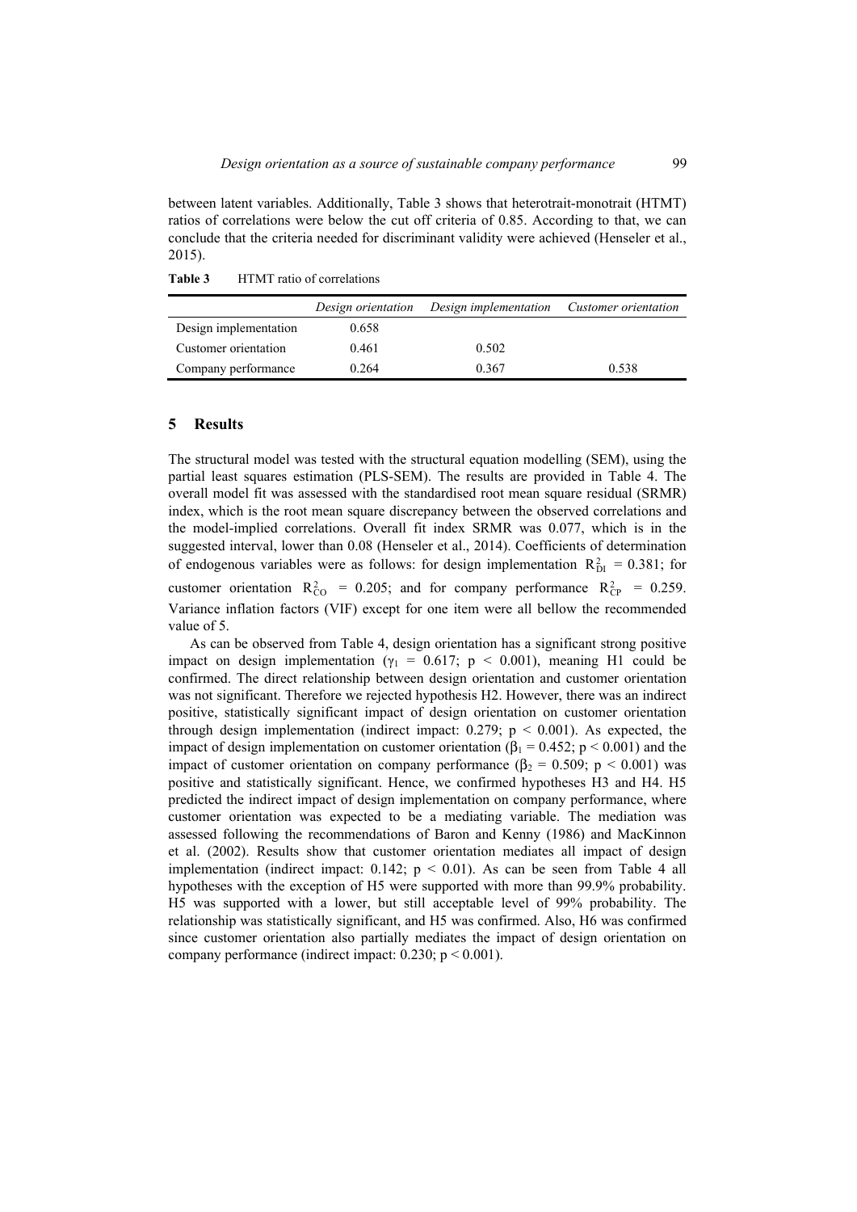between latent variables. Additionally, Table 3 shows that heterotrait-monotrait (HTMT) ratios of correlations were below the cut off criteria of 0.85. According to that, we can conclude that the criteria needed for discriminant validity were achieved (Henseler et al., 2015).

**Table 3** HTMT ratio of correlations

| | *Design orientation* | *Design implementation* | *Customer orientation* |
|---|---|---|---|
| Design implementation | 0.658 | | |
| Customer orientation | 0.461 | 0.502 | |
| Company performance | 0.264 | 0.367 | 0.538 |

## 5 Results

The structural model was tested with the structural equation modelling (SEM), using the partial least squares estimation (PLS-SEM). The results are provided in Table 4. The overall model fit was assessed with the standardised root mean square residual (SRMR) index, which is the root mean square discrepancy between the observed correlations and the model-implied correlations. Overall fit index SRMR was 0.077, which is in the suggested interval, lower than 0.08 (Henseler et al., 2014). Coefficients of determination of endogenous variables were as follows: for design implementation $R^2_{DI} = 0.381$; for customer orientation $R^2_{CO} = 0.205$; and for company performance $R^2_{CP} = 0.259$. Variance inflation factors (VIF) except for one item were all bellow the recommended value of 5.

As can be observed from Table 4, design orientation has a significant strong positive impact on design implementation ($\gamma_1 = 0.617$; $p < 0.001$), meaning H1 could be confirmed. The direct relationship between design orientation and customer orientation was not significant. Therefore we rejected hypothesis H2. However, there was an indirect positive, statistically significant impact of design orientation on customer orientation through design implementation (indirect impact: 0.279; $p < 0.001$). As expected, the impact of design implementation on customer orientation ($\beta_1 = 0.452$; $p < 0.001$) and the impact of customer orientation on company performance ($\beta_2 = 0.509$; $p < 0.001$) was positive and statistically significant. Hence, we confirmed hypotheses H3 and H4. H5 predicted the indirect impact of design implementation on company performance, where customer orientation was expected to be a mediating variable. The mediation was assessed following the recommendations of Baron and Kenny (1986) and MacKinnon et al. (2002). Results show that customer orientation mediates all impact of design implementation (indirect impact: 0.142; $p < 0.01$). As can be seen from Table 4 all hypotheses with the exception of H5 were supported with more than 99.9% probability. H5 was supported with a lower, but still acceptable level of 99% probability. The relationship was statistically significant, and H5 was confirmed. Also, H6 was confirmed since customer orientation also partially mediates the impact of design orientation on company performance (indirect impact: 0.230; $p < 0.001$).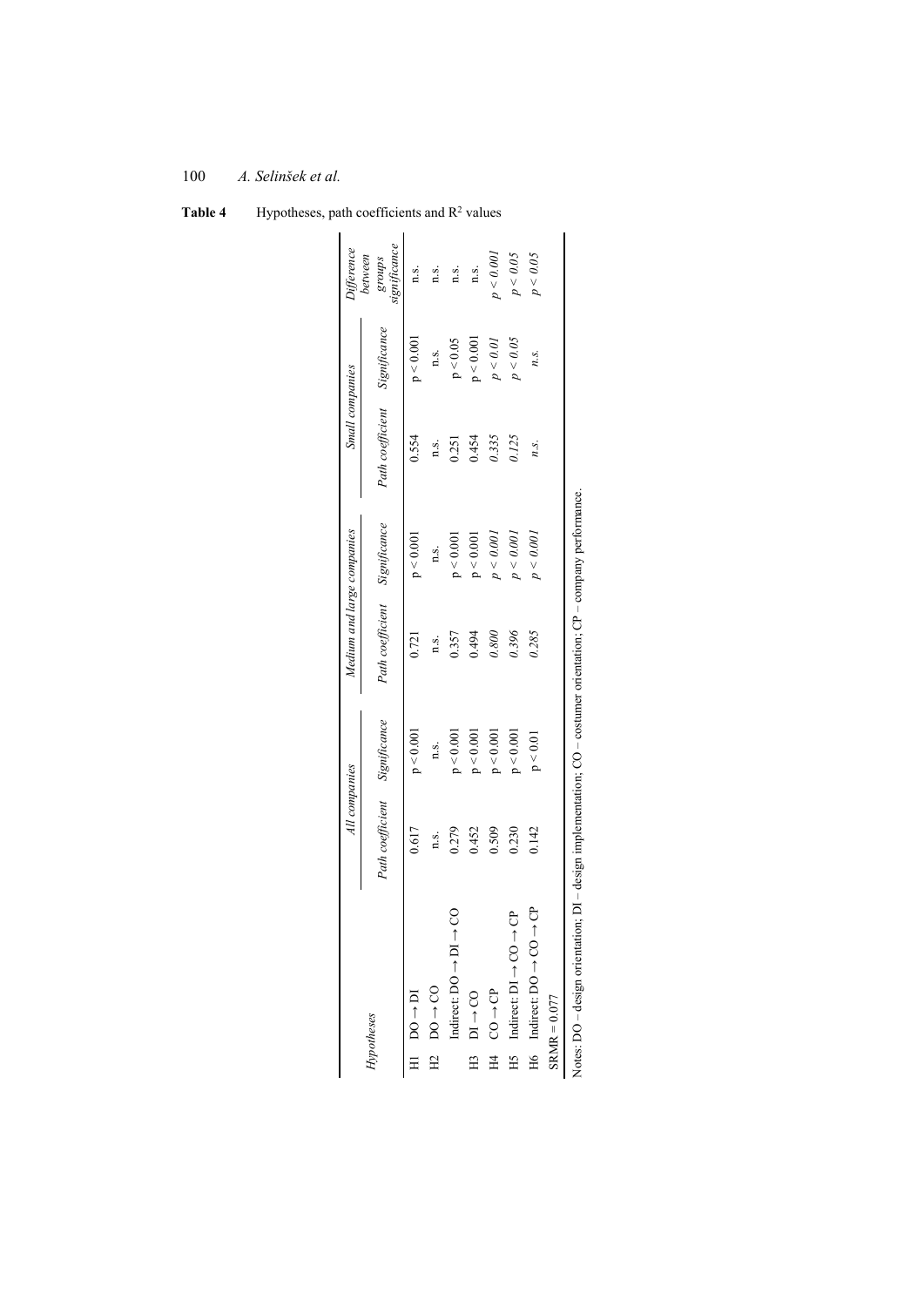**Table 4** Hypotheses, path coefficients and $R^2$ values

| Hypotheses | All companies | | Medium and large companies | | Small companies | | Difference between groups significance |
|---|---|---|---|---|---|---|---|
| | Path coefficient | Significance | Path coefficient | Significance | Path coefficient | Significance | |
| H1 DO → DI | 0.617 | $p < 0.001$ | 0.721 | $p < 0.001$ | 0.554 | $p < 0.001$ | n.s. |
| H2 DO → CO | n.s. | n.s. | n.s. | n.s. | n.s. | n.s. | n.s. |
| Indirect: DO → DI → CO | 0.279 | $p < 0.001$ | 0.357 | $p < 0.001$ | 0.251 | $p < 0.05$ | n.s. |
| H3 DI → CO | 0.452 | $p < 0.001$ | 0.494 | $p < 0.001$ | 0.454 | $p < 0.001$ | n.s. |
| H4 CO → CP | 0.509 | $p < 0.001$ | *0.800* | $p < 0.001$ | *0.335* | $p < 0.01$ | $p < 0.001$ |
| H5 Indirect: DI → CO → CP | 0.230 | $p < 0.001$ | *0.396* | $p < 0.001$ | *0.125* | $p < 0.05$ | $p < 0.05$ |
| H6 Indirect: DO → CO → CP | 0.142 | $p < 0.01$ | *0.285* | $p < 0.001$ | *n.s.* | *n.s.* | $p < 0.05$ |
| SRMR = 0.077 | | | | | | | |

Notes: DO – design orientation; DI – design implementation; CO – costumer orientation; CP – company performance.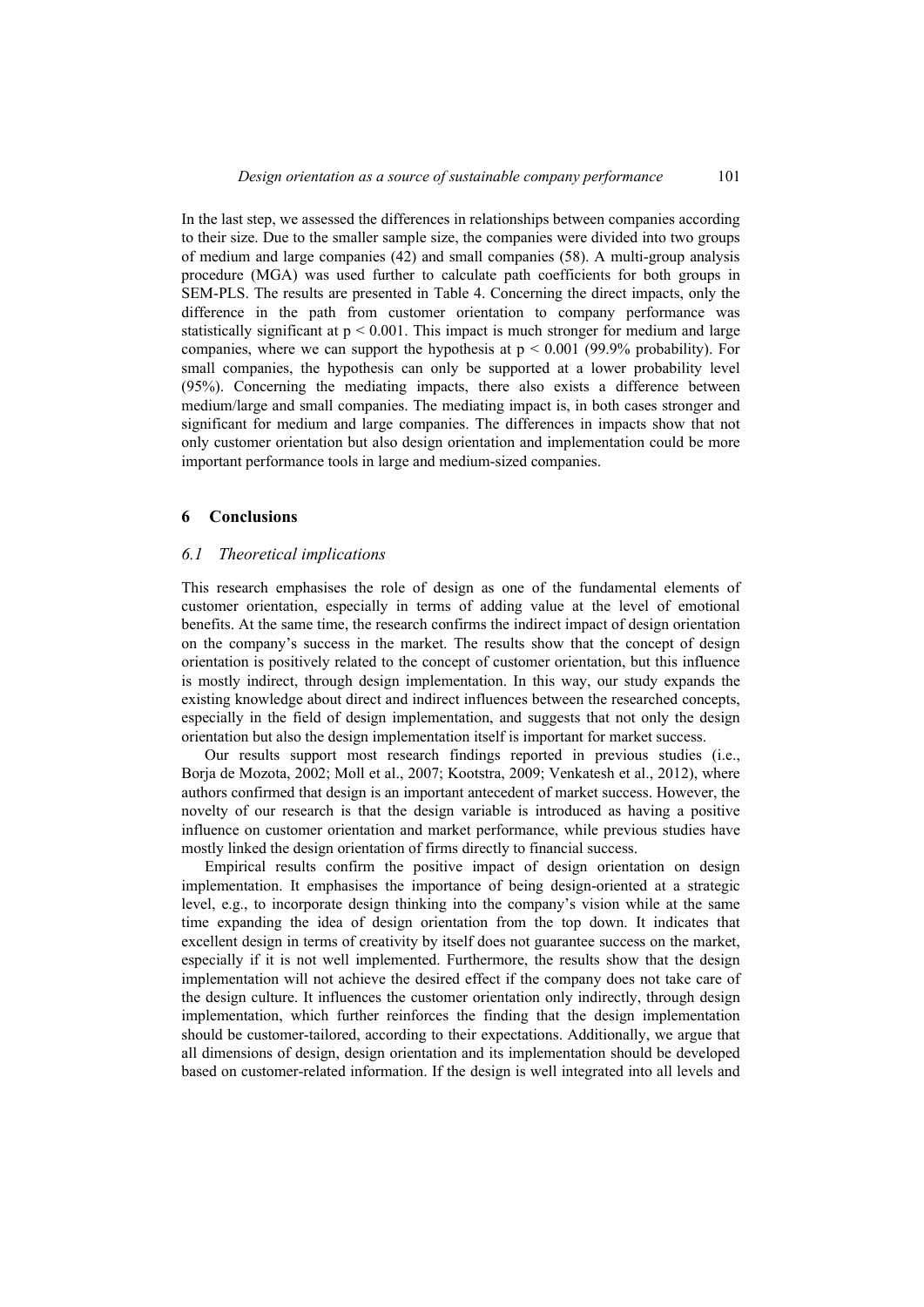In the last step, we assessed the differences in relationships between companies according to their size. Due to the smaller sample size, the companies were divided into two groups of medium and large companies (42) and small companies (58). A multi-group analysis procedure (MGA) was used further to calculate path coefficients for both groups in SEM-PLS. The results are presented in Table 4. Concerning the direct impacts, only the difference in the path from customer orientation to company performance was statistically significant at $p < 0.001$. This impact is much stronger for medium and large companies, where we can support the hypothesis at $p < 0.001$ (99.9% probability). For small companies, the hypothesis can only be supported at a lower probability level (95%). Concerning the mediating impacts, there also exists a difference between medium/large and small companies. The mediating impact is, in both cases stronger and significant for medium and large companies. The differences in impacts show that not only customer orientation but also design orientation and implementation could be more important performance tools in large and medium-sized companies.

## 6 Conclusions

### *6.1 Theoretical implications*

This research emphasises the role of design as one of the fundamental elements of customer orientation, especially in terms of adding value at the level of emotional benefits. At the same time, the research confirms the indirect impact of design orientation on the company's success in the market. The results show that the concept of design orientation is positively related to the concept of customer orientation, but this influence is mostly indirect, through design implementation. In this way, our study expands the existing knowledge about direct and indirect influences between the researched concepts, especially in the field of design implementation, and suggests that not only the design orientation but also the design implementation itself is important for market success.

Our results support most research findings reported in previous studies (i.e., Borja de Mozota, 2002; Moll et al., 2007; Kootstra, 2009; Venkatesh et al., 2012), where authors confirmed that design is an important antecedent of market success. However, the novelty of our research is that the design variable is introduced as having a positive influence on customer orientation and market performance, while previous studies have mostly linked the design orientation of firms directly to financial success.

Empirical results confirm the positive impact of design orientation on design implementation. It emphasises the importance of being design-oriented at a strategic level, e.g., to incorporate design thinking into the company's vision while at the same time expanding the idea of design orientation from the top down. It indicates that excellent design in terms of creativity by itself does not guarantee success on the market, especially if it is not well implemented. Furthermore, the results show that the design implementation will not achieve the desired effect if the company does not take care of the design culture. It influences the customer orientation only indirectly, through design implementation, which further reinforces the finding that the design implementation should be customer-tailored, according to their expectations. Additionally, we argue that all dimensions of design, design orientation and its implementation should be developed based on customer-related information. If the design is well integrated into all levels and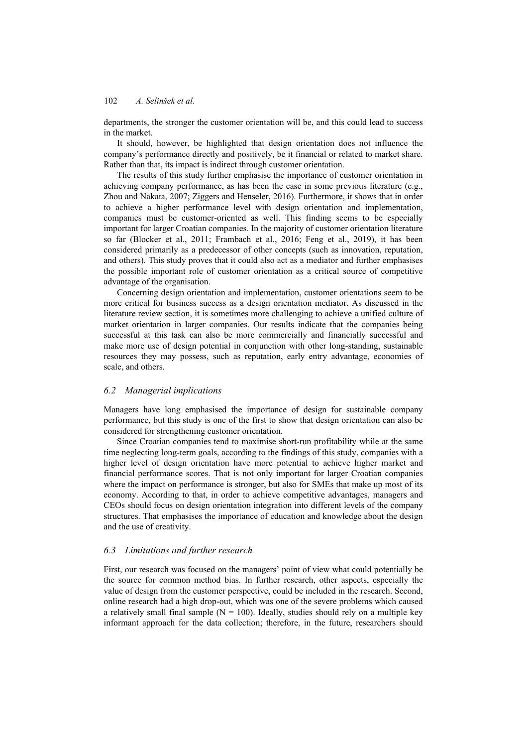departments, the stronger the customer orientation will be, and this could lead to success in the market.

It should, however, be highlighted that design orientation does not influence the company's performance directly and positively, be it financial or related to market share. Rather than that, its impact is indirect through customer orientation.

The results of this study further emphasise the importance of customer orientation in achieving company performance, as has been the case in some previous literature (e.g., Zhou and Nakata, 2007; Ziggers and Henseler, 2016). Furthermore, it shows that in order to achieve a higher performance level with design orientation and implementation, companies must be customer-oriented as well. This finding seems to be especially important for larger Croatian companies. In the majority of customer orientation literature so far (Blocker et al., 2011; Frambach et al., 2016; Feng et al., 2019), it has been considered primarily as a predecessor of other concepts (such as innovation, reputation, and others). This study proves that it could also act as a mediator and further emphasises the possible important role of customer orientation as a critical source of competitive advantage of the organisation.

Concerning design orientation and implementation, customer orientations seem to be more critical for business success as a design orientation mediator. As discussed in the literature review section, it is sometimes more challenging to achieve a unified culture of market orientation in larger companies. Our results indicate that the companies being successful at this task can also be more commercially and financially successful and make more use of design potential in conjunction with other long-standing, sustainable resources they may possess, such as reputation, early entry advantage, economies of scale, and others.

### *6.2 Managerial implications*

Managers have long emphasised the importance of design for sustainable company performance, but this study is one of the first to show that design orientation can also be considered for strengthening customer orientation.

Since Croatian companies tend to maximise short-run profitability while at the same time neglecting long-term goals, according to the findings of this study, companies with a higher level of design orientation have more potential to achieve higher market and financial performance scores. That is not only important for larger Croatian companies where the impact on performance is stronger, but also for SMEs that make up most of its economy. According to that, in order to achieve competitive advantages, managers and CEOs should focus on design orientation integration into different levels of the company structures. That emphasises the importance of education and knowledge about the design and the use of creativity.

### *6.3 Limitations and further research*

First, our research was focused on the managers' point of view what could potentially be the source for common method bias. In further research, other aspects, especially the value of design from the customer perspective, could be included in the research. Second, online research had a high drop-out, which was one of the severe problems which caused a relatively small final sample ($N = 100$). Ideally, studies should rely on a multiple key informant approach for the data collection; therefore, in the future, researchers should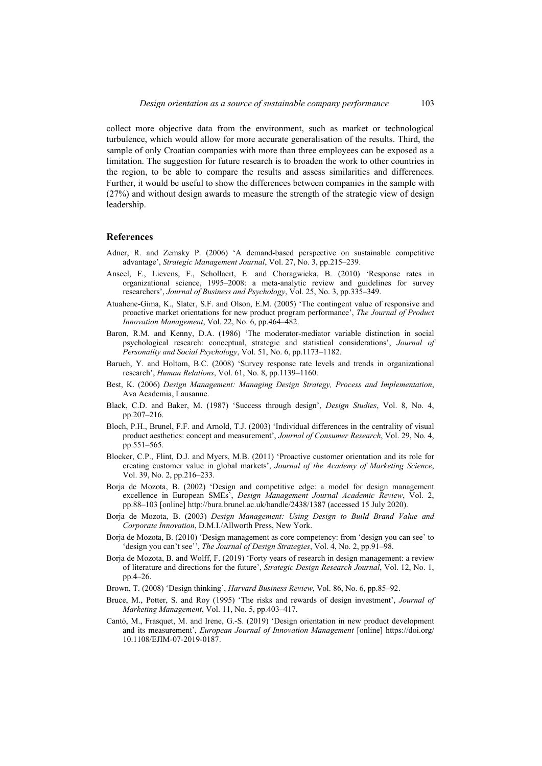collect more objective data from the environment, such as market or technological turbulence, which would allow for more accurate generalisation of the results. Third, the sample of only Croatian companies with more than three employees can be exposed as a limitation. The suggestion for future research is to broaden the work to other countries in the region, to be able to compare the results and assess similarities and differences. Further, it would be useful to show the differences between companies in the sample with (27%) and without design awards to measure the strength of the strategic view of design leadership.

## References

Adner, R. and Zemsky P. (2006) 'A demand-based perspective on sustainable competitive advantage', *Strategic Management Journal*, Vol. 27, No. 3, pp.215–239.

Anseel, F., Lievens, F., Schollaert, E. and Choragwicka, B. (2010) 'Response rates in organizational science, 1995–2008: a meta-analytic review and guidelines for survey researchers', *Journal of Business and Psychology*, Vol. 25, No. 3, pp.335–349.

Atuahene-Gima, K., Slater, S.F. and Olson, E.M. (2005) 'The contingent value of responsive and proactive market orientations for new product program performance', *The Journal of Product Innovation Management*, Vol. 22, No. 6, pp.464–482.

Baron, R.M. and Kenny, D.A. (1986) 'The moderator-mediator variable distinction in social psychological research: conceptual, strategic and statistical considerations', *Journal of Personality and Social Psychology*, Vol. 51, No. 6, pp.1173–1182.

Baruch, Y. and Holtom, B.C. (2008) 'Survey response rate levels and trends in organizational research', *Human Relations*, Vol. 61, No. 8, pp.1139–1160.

Best, K. (2006) *Design Management: Managing Design Strategy, Process and Implementation*, Ava Academia, Lausanne.

Black, C.D. and Baker, M. (1987) 'Success through design', *Design Studies*, Vol. 8, No. 4, pp.207–216.

Bloch, P.H., Brunel, F.F. and Arnold, T.J. (2003) 'Individual differences in the centrality of visual product aesthetics: concept and measurement', *Journal of Consumer Research*, Vol. 29, No. 4, pp.551–565.

Blocker, C.P., Flint, D.J. and Myers, M.B. (2011) 'Proactive customer orientation and its role for creating customer value in global markets', *Journal of the Academy of Marketing Science*, Vol. 39, No. 2, pp.216–233.

Borja de Mozota, B. (2002) 'Design and competitive edge: a model for design management excellence in European SMEs', *Design Management Journal Academic Review*, Vol. 2, pp.88–103 [online] http://bura.brunel.ac.uk/handle/2438/1387 (accessed 15 July 2020).

Borja de Mozota, B. (2003) *Design Management: Using Design to Build Brand Value and Corporate Innovation*, D.M.I./Allworth Press, New York.

Borja de Mozota, B. (2010) 'Design management as core competency: from 'design you can see' to 'design you can't see'', *The Journal of Design Strategies*, Vol. 4, No. 2, pp.91–98.

Borja de Mozota, B. and Wolff, F. (2019) 'Forty years of research in design management: a review of literature and directions for the future', *Strategic Design Research Journal*, Vol. 12, No. 1, pp.4–26.

Brown, T. (2008) 'Design thinking', *Harvard Business Review*, Vol. 86, No. 6, pp.85–92.

Bruce, M., Potter, S. and Roy (1995) 'The risks and rewards of design investment', *Journal of Marketing Management*, Vol. 11, No. 5, pp.403–417.

Cantó, M., Frasquet, M. and Irene, G.-S. (2019) 'Design orientation in new product development and its measurement', *European Journal of Innovation Management* [online] https://doi.org/10.1108/EJIM-07-2019-0187.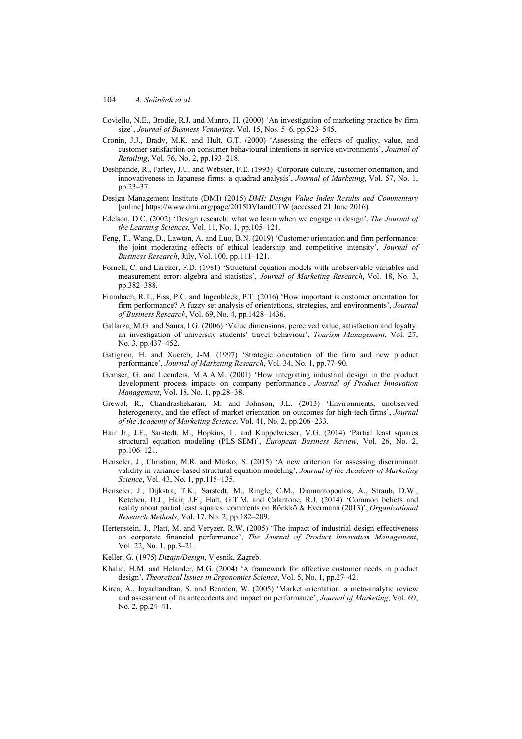Coviello, N.E., Brodie, R.J. and Munro, H. (2000) 'An investigation of marketing practice by firm size', *Journal of Business Venturing*, Vol. 15, Nos. 5–6, pp.523–545.

Cronin, J.J., Brady, M.K. and Hult, G.T. (2000) 'Assessing the effects of quality, value, and customer satisfaction on consumer behavioural intentions in service environments', *Journal of Retailing*, Vol. 76, No. 2, pp.193–218.

Deshpandé, R., Farley, J.U. and Webster, F.E. (1993) 'Corporate culture, customer orientation, and innovativeness in Japanese firms: a quadrad analysis', *Journal of Marketing*, Vol. 57, No. 1, pp.23–37.

Design Management Institute (DMI) (2015) *DMI: Design Value Index Results and Commentary* [online] https://www.dmi.org/page/2015DVIandOTW (accessed 21 June 2016).

Edelson, D.C. (2002) 'Design research: what we learn when we engage in design', *The Journal of the Learning Sciences*, Vol. 11, No. 1, pp.105–121.

Feng, T., Wang, D., Lawton, A. and Luo, B.N. (2019) 'Customer orientation and firm performance: the joint moderating effects of ethical leadership and competitive intensity', *Journal of Business Research*, July, Vol. 100, pp.111–121.

Fornell, C. and Larcker, F.D. (1981) 'Structural equation models with unobservable variables and measurement error: algebra and statistics', *Journal of Marketing Research*, Vol. 18, No. 3, pp.382–388.

Frambach, R.T., Fiss, P.C. and Ingenbleek, P.T. (2016) 'How important is customer orientation for firm performance? A fuzzy set analysis of orientations, strategies, and environments', *Journal of Business Research*, Vol. 69, No. 4, pp.1428–1436.

Gallarza, M.G. and Saura, I.G. (2006) 'Value dimensions, perceived value, satisfaction and loyalty: an investigation of university students' travel behaviour', *Tourism Management*, Vol. 27, No. 3, pp.437–452.

Gatignon, H. and Xuereb, J-M. (1997) 'Strategic orientation of the firm and new product performance', *Journal of Marketing Research*, Vol. 34, No. 1, pp.77–90.

Gemser, G. and Leenders, M.A.A.M. (2001) 'How integrating industrial design in the product development process impacts on company performance', *Journal of Product Innovation Management*, Vol. 18, No. 1, pp.28–38.

Grewal, R., Chandrashekaran, M. and Johnson, J.L. (2013) 'Environments, unobserved heterogeneity, and the effect of market orientation on outcomes for high-tech firms', *Journal of the Academy of Marketing Science*, Vol. 41, No. 2, pp.206–233.

Hair Jr., J.F., Sarstedt, M., Hopkins, L. and Kuppelwieser, V.G. (2014) 'Partial least squares structural equation modeling (PLS-SEM)', *European Business Review*, Vol. 26, No. 2, pp.106–121.

Henseler, J., Christian, M.R. and Marko, S. (2015) 'A new criterion for assessing discriminant validity in variance-based structural equation modeling', *Journal of the Academy of Marketing Science*, Vol. 43, No. 1, pp.115–135.

Henseler, J., Dijkstra, T.K., Sarstedt, M., Ringle, C.M., Diamantopoulos, A., Straub, D.W., Ketchen, D.J., Hair, J.F., Hult, G.T.M. and Calantone, R.J. (2014) 'Common beliefs and reality about partial least squares: comments on Rönkkö & Evermann (2013)', *Organizational Research Methods*, Vol. 17, No. 2, pp.182–209.

Hertenstein, J., Platt, M. and Veryzer, R.W. (2005) 'The impact of industrial design effectiveness on corporate financial performance', *The Journal of Product Innovation Management*, Vol. 22, No. 1, pp.3–21.

Keller, G. (1975) *Dizajn/Design*, Vjesnik, Zagreb.

Khalid, H.M. and Helander, M.G. (2004) 'A framework for affective customer needs in product design', *Theoretical Issues in Ergonomics Science*, Vol. 5, No. 1, pp.27–42.

Kirca, A., Jayachandran, S. and Bearden, W. (2005) 'Market orientation: a meta-analytic review and assessment of its antecedents and impact on performance', *Journal of Marketing*, Vol. 69, No. 2, pp.24–41.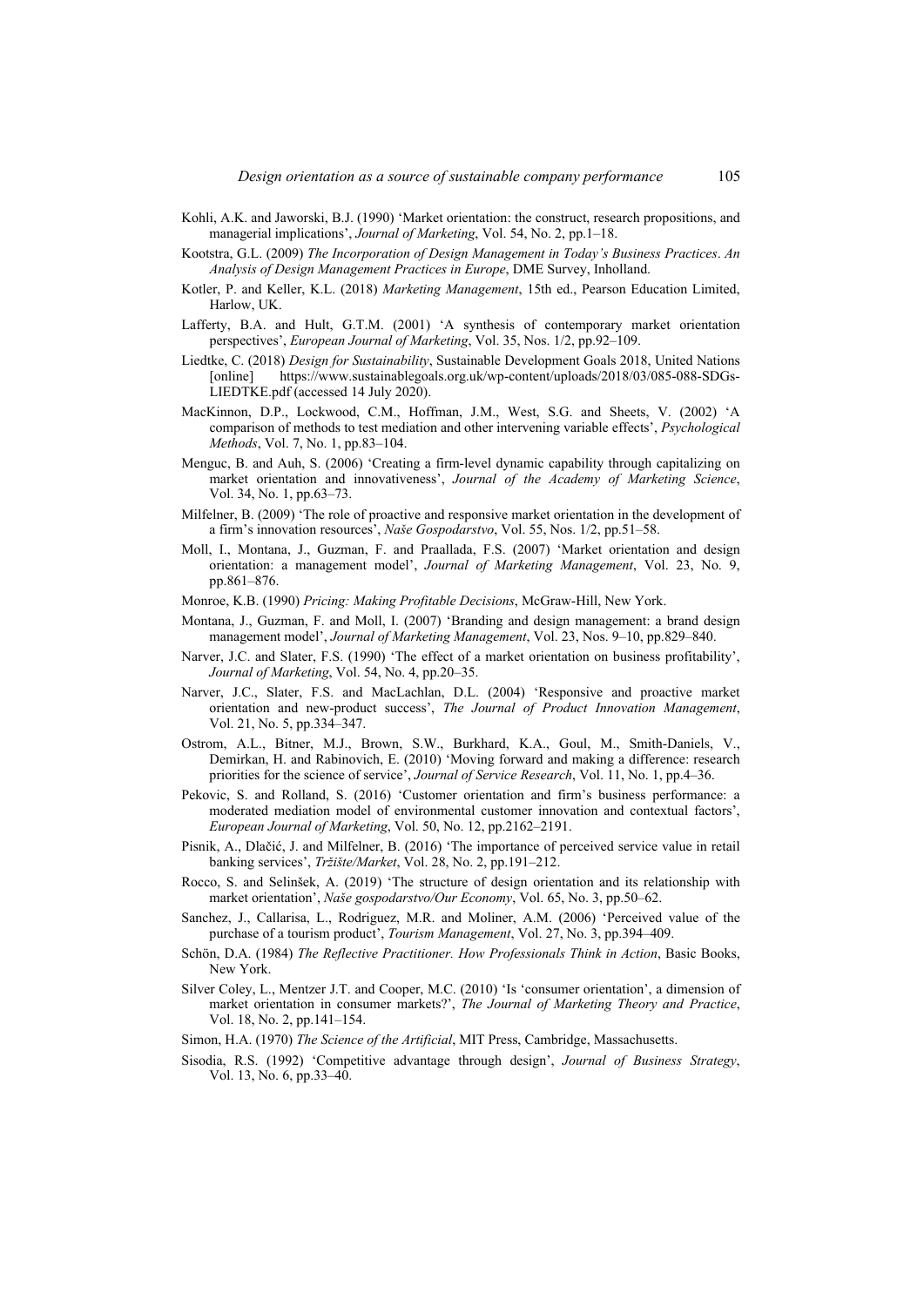Kohli, A.K. and Jaworski, B.J. (1990) 'Market orientation: the construct, research propositions, and managerial implications', *Journal of Marketing*, Vol. 54, No. 2, pp.1–18.

Kootstra, G.L. (2009) *The Incorporation of Design Management in Today's Business Practices*. *An Analysis of Design Management Practices in Europe*, DME Survey, Inholland.

Kotler, P. and Keller, K.L. (2018) *Marketing Management*, 15th ed., Pearson Education Limited, Harlow, UK.

Lafferty, B.A. and Hult, G.T.M. (2001) 'A synthesis of contemporary market orientation perspectives', *European Journal of Marketing*, Vol. 35, Nos. 1/2, pp.92–109.

Liedtke, C. (2018) *Design for Sustainability*, Sustainable Development Goals 2018, United Nations [online] https://www.sustainablegoals.org.uk/wp-content/uploads/2018/03/085-088-SDGs-LIEDTKE.pdf (accessed 14 July 2020).

MacKinnon, D.P., Lockwood, C.M., Hoffman, J.M., West, S.G. and Sheets, V. (2002) 'A comparison of methods to test mediation and other intervening variable effects', *Psychological Methods*, Vol. 7, No. 1, pp.83–104.

Menguc, B. and Auh, S. (2006) 'Creating a firm-level dynamic capability through capitalizing on market orientation and innovativeness', *Journal of the Academy of Marketing Science*, Vol. 34, No. 1, pp.63–73.

Milfelner, B. (2009) 'The role of proactive and responsive market orientation in the development of a firm's innovation resources', *Naše Gospodarstvo*, Vol. 55, Nos. 1/2, pp.51–58.

Moll, I., Montana, J., Guzman, F. and Praallada, F.S. (2007) 'Market orientation and design orientation: a management model', *Journal of Marketing Management*, Vol. 23, No. 9, pp.861–876.

Monroe, K.B. (1990) *Pricing: Making Profitable Decisions*, McGraw-Hill, New York.

Montana, J., Guzman, F. and Moll, I. (2007) 'Branding and design management: a brand design management model', *Journal of Marketing Management*, Vol. 23, Nos. 9–10, pp.829–840.

Narver, J.C. and Slater, F.S. (1990) 'The effect of a market orientation on business profitability', *Journal of Marketing*, Vol. 54, No. 4, pp.20–35.

Narver, J.C., Slater, F.S. and MacLachlan, D.L. (2004) 'Responsive and proactive market orientation and new-product success', *The Journal of Product Innovation Management*, Vol. 21, No. 5, pp.334–347.

Ostrom, A.L., Bitner, M.J., Brown, S.W., Burkhard, K.A., Goul, M., Smith-Daniels, V., Demirkan, H. and Rabinovich, E. (2010) 'Moving forward and making a difference: research priorities for the science of service', *Journal of Service Research*, Vol. 11, No. 1, pp.4–36.

Pekovic, S. and Rolland, S. (2016) 'Customer orientation and firm's business performance: a moderated mediation model of environmental customer innovation and contextual factors', *European Journal of Marketing*, Vol. 50, No. 12, pp.2162–2191.

Pisnik, A., Dlačić, J. and Milfelner, B. (2016) 'The importance of perceived service value in retail banking services', *Tržište/Market*, Vol. 28, No. 2, pp.191–212.

Rocco, S. and Selinšek, A. (2019) 'The structure of design orientation and its relationship with market orientation', *Naše gospodarstvo/Our Economy*, Vol. 65, No. 3, pp.50–62.

Sanchez, J., Callarisa, L., Rodriguez, M.R. and Moliner, A.M. (2006) 'Perceived value of the purchase of a tourism product', *Tourism Management*, Vol. 27, No. 3, pp.394–409.

Schön, D.A. (1984) *The Reflective Practitioner. How Professionals Think in Action*, Basic Books, New York.

Silver Coley, L., Mentzer J.T. and Cooper, M.C. (2010) 'Is 'consumer orientation', a dimension of market orientation in consumer markets?', *The Journal of Marketing Theory and Practice*, Vol. 18, No. 2, pp.141–154.

Simon, H.A. (1970) *The Science of the Artificial*, MIT Press, Cambridge, Massachusetts.

Sisodia, R.S. (1992) 'Competitive advantage through design', *Journal of Business Strategy*, Vol. 13, No. 6, pp.33–40.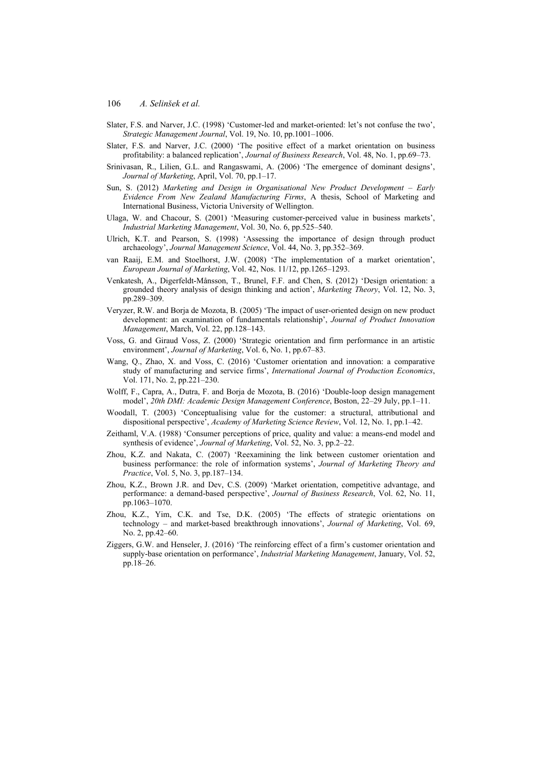Slater, F.S. and Narver, J.C. (1998) 'Customer-led and market-oriented: let's not confuse the two', *Strategic Management Journal*, Vol. 19, No. 10, pp.1001–1006.

Slater, F.S. and Narver, J.C. (2000) 'The positive effect of a market orientation on business profitability: a balanced replication', *Journal of Business Research*, Vol. 48, No. 1, pp.69–73.

Srinivasan, R., Lilien, G.L. and Rangaswami, A. (2006) 'The emergence of dominant designs', *Journal of Marketing*, April, Vol. 70, pp.1–17.

Sun, S. (2012) *Marketing and Design in Organisational New Product Development – Early Evidence From New Zealand Manufacturing Firms*, A thesis, School of Marketing and International Business, Victoria University of Wellington.

Ulaga, W. and Chacour, S. (2001) 'Measuring customer-perceived value in business markets', *Industrial Marketing Management*, Vol. 30, No. 6, pp.525–540.

Ulrich, K.T. and Pearson, S. (1998) 'Assessing the importance of design through product archaeology', *Journal Management Science*, Vol. 44, No. 3, pp.352–369.

van Raaij, E.M. and Stoelhorst, J.W. (2008) 'The implementation of a market orientation', *European Journal of Marketing*, Vol. 42, Nos. 11/12, pp.1265–1293.

Venkatesh, A., Digerfeldt-Månsson, T., Brunel, F.F. and Chen, S. (2012) 'Design orientation: a grounded theory analysis of design thinking and action', *Marketing Theory*, Vol. 12, No. 3, pp.289–309.

Veryzer, R.W. and Borja de Mozota, B. (2005) 'The impact of user-oriented design on new product development: an examination of fundamentals relationship', *Journal of Product Innovation Management*, March, Vol. 22, pp.128–143.

Voss, G. and Giraud Voss, Z. (2000) 'Strategic orientation and firm performance in an artistic environment', *Journal of Marketing*, Vol. 6, No. 1, pp.67–83.

Wang, Q., Zhao, X. and Voss, C. (2016) 'Customer orientation and innovation: a comparative study of manufacturing and service firms', *International Journal of Production Economics*, Vol. 171, No. 2, pp.221–230.

Wolff, F., Capra, A., Dutra, F. and Borja de Mozota, B. (2016) 'Double-loop design management model', *20th DMI: Academic Design Management Conference*, Boston, 22–29 July, pp.1–11.

Woodall, T. (2003) 'Conceptualising value for the customer: a structural, attributional and dispositional perspective', *Academy of Marketing Science Review*, Vol. 12, No. 1, pp.1–42.

Zeithaml, V.A. (1988) 'Consumer perceptions of price, quality and value: a means-end model and synthesis of evidence', *Journal of Marketing*, Vol. 52, No. 3, pp.2–22.

Zhou, K.Z. and Nakata, C. (2007) 'Reexamining the link between customer orientation and business performance: the role of information systems', *Journal of Marketing Theory and Practice*, Vol. 5, No. 3, pp.187–134.

Zhou, K.Z., Brown J.R. and Dev, C.S. (2009) 'Market orientation, competitive advantage, and performance: a demand-based perspective', *Journal of Business Research*, Vol. 62, No. 11, pp.1063–1070.

Zhou, K.Z., Yim, C.K. and Tse, D.K. (2005) 'The effects of strategic orientations on technology – and market-based breakthrough innovations', *Journal of Marketing*, Vol. 69, No. 2, pp.42–60.

Ziggers, G.W. and Henseler, J. (2016) 'The reinforcing effect of a firm's customer orientation and supply-base orientation on performance', *Industrial Marketing Management*, January, Vol. 52, pp.18–26.